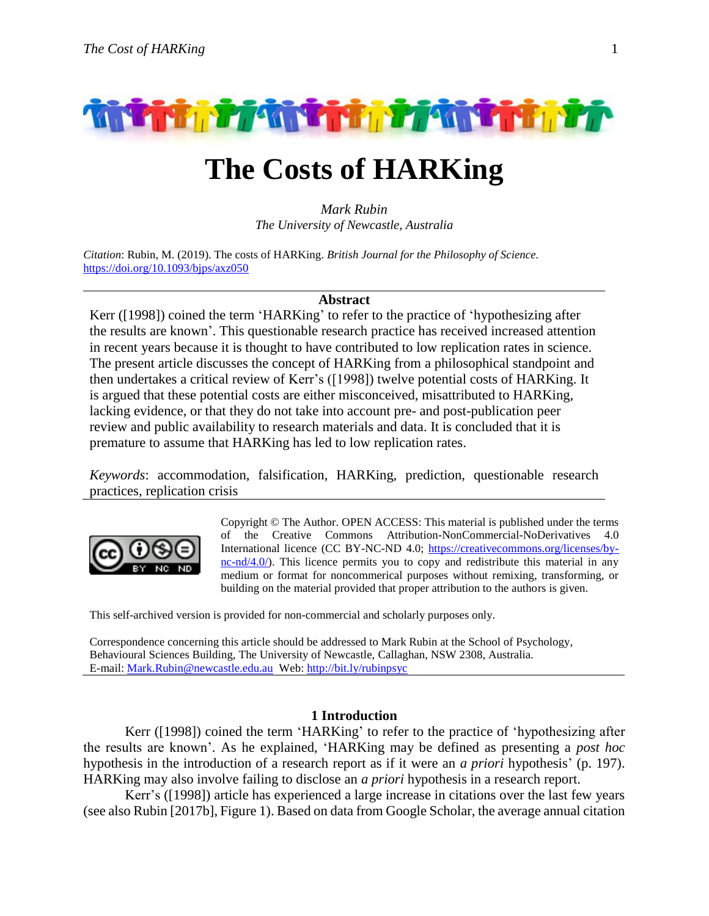# The Costs of HARKing

*Mark Rubin*
*The University of Newcastle, Australia*

*Citation*: Rubin, M. (2019). The costs of HARKing. *British Journal for the Philosophy of Science*. https://doi.org/10.1093/bjps/axz050

**Abstract**

Kerr ([1998]) coined the term 'HARKing' to refer to the practice of 'hypothesizing after the results are known'. This questionable research practice has received increased attention in recent years because it is thought to have contributed to low replication rates in science. The present article discusses the concept of HARKing from a philosophical standpoint and then undertakes a critical review of Kerr's ([1998]) twelve potential costs of HARKing. It is argued that these potential costs are either misconceived, misattributed to HARKing, lacking evidence, or that they do not take into account pre- and post-publication peer review and public availability to research materials and data. It is concluded that it is premature to assume that HARKing has led to low replication rates.

*Keywords*: accommodation, falsification, HARKing, prediction, questionable research practices, replication crisis

Copyright © The Author. OPEN ACCESS: This material is published under the terms of the Creative Commons Attribution-NonCommercial-NoDerivatives 4.0 International licence (CC BY-NC-ND 4.0; https://creativecommons.org/licenses/by-nc-nd/4.0/). This licence permits you to copy and redistribute this material in any medium or format for noncommerical purposes without remixing, transforming, or building on the material provided that proper attribution to the authors is given.

This self-archived version is provided for non-commercial and scholarly purposes only.

Correspondence concerning this article should be addressed to Mark Rubin at the School of Psychology, Behavioural Sciences Building, The University of Newcastle, Callaghan, NSW 2308, Australia.
E-mail: Mark.Rubin@newcastle.edu.au Web: http://bit.ly/rubinpsyc

## 1 Introduction

Kerr ([1998]) coined the term 'HARKing' to refer to the practice of 'hypothesizing after the results are known'. As he explained, 'HARKing may be defined as presenting a *post hoc* hypothesis in the introduction of a research report as if it were an *a priori* hypothesis' (p. 197). HARKing may also involve failing to disclose an *a priori* hypothesis in a research report.

Kerr's ([1998]) article has experienced a large increase in citations over the last few years (see also Rubin [2017b], Figure 1). Based on data from Google Scholar, the average annual citation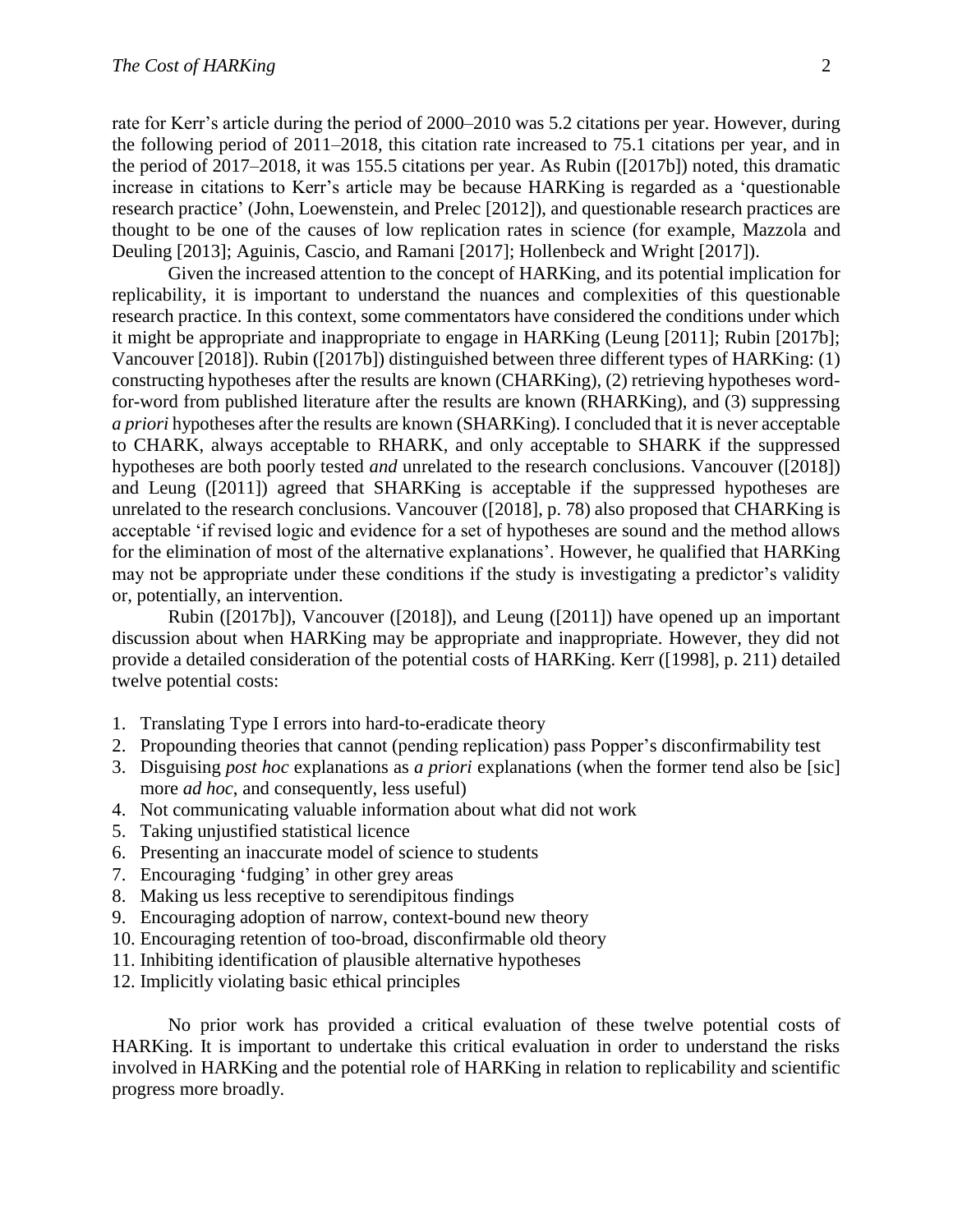rate for Kerr's article during the period of 2000–2010 was 5.2 citations per year. However, during the following period of 2011–2018, this citation rate increased to 75.1 citations per year, and in the period of 2017–2018, it was 155.5 citations per year. As Rubin ([2017b]) noted, this dramatic increase in citations to Kerr's article may be because HARKing is regarded as a 'questionable research practice' (John, Loewenstein, and Prelec [2012]), and questionable research practices are thought to be one of the causes of low replication rates in science (for example, Mazzola and Deuling [2013]; Aguinis, Cascio, and Ramani [2017]; Hollenbeck and Wright [2017]).

Given the increased attention to the concept of HARKing, and its potential implication for replicability, it is important to understand the nuances and complexities of this questionable research practice. In this context, some commentators have considered the conditions under which it might be appropriate and inappropriate to engage in HARKing (Leung [2011]; Rubin [2017b]; Vancouver [2018]). Rubin ([2017b]) distinguished between three different types of HARKing: (1) constructing hypotheses after the results are known (CHARKing), (2) retrieving hypotheses word-for-word from published literature after the results are known (RHARKing), and (3) suppressing *a priori* hypotheses after the results are known (SHARKing). I concluded that it is never acceptable to CHARK, always acceptable to RHARK, and only acceptable to SHARK if the suppressed hypotheses are both poorly tested *and* unrelated to the research conclusions. Vancouver ([2018]) and Leung ([2011]) agreed that SHARKing is acceptable if the suppressed hypotheses are unrelated to the research conclusions. Vancouver ([2018], p. 78) also proposed that CHARKing is acceptable 'if revised logic and evidence for a set of hypotheses are sound and the method allows for the elimination of most of the alternative explanations'. However, he qualified that HARKing may not be appropriate under these conditions if the study is investigating a predictor's validity or, potentially, an intervention.

Rubin ([2017b]), Vancouver ([2018]), and Leung ([2011]) have opened up an important discussion about when HARKing may be appropriate and inappropriate. However, they did not provide a detailed consideration of the potential costs of HARKing. Kerr ([1998], p. 211) detailed twelve potential costs:

1. Translating Type I errors into hard-to-eradicate theory
2. Propounding theories that cannot (pending replication) pass Popper's disconfirmability test
3. Disguising *post hoc* explanations as *a priori* explanations (when the former tend also be [sic] more *ad hoc*, and consequently, less useful)
4. Not communicating valuable information about what did not work
5. Taking unjustified statistical licence
6. Presenting an inaccurate model of science to students
7. Encouraging 'fudging' in other grey areas
8. Making us less receptive to serendipitous findings
9. Encouraging adoption of narrow, context-bound new theory
10. Encouraging retention of too-broad, disconfirmable old theory
11. Inhibiting identification of plausible alternative hypotheses
12. Implicitly violating basic ethical principles

No prior work has provided a critical evaluation of these twelve potential costs of HARKing. It is important to undertake this critical evaluation in order to understand the risks involved in HARKing and the potential role of HARKing in relation to replicability and scientific progress more broadly.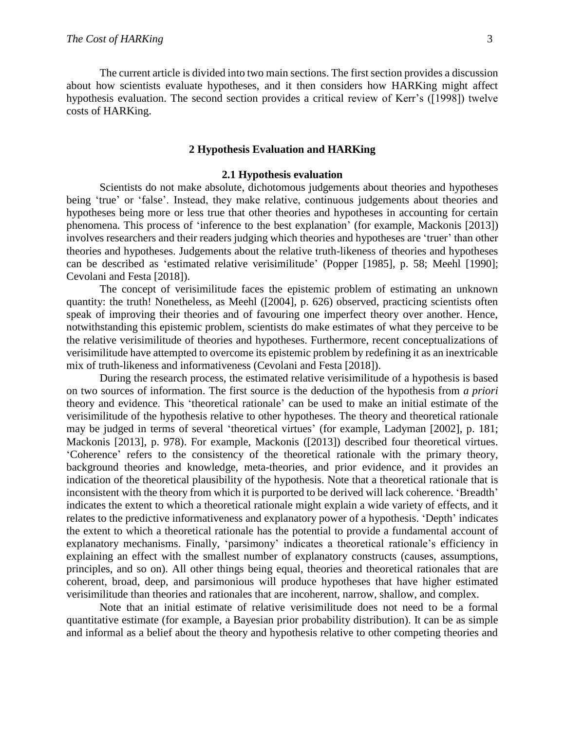The current article is divided into two main sections. The first section provides a discussion about how scientists evaluate hypotheses, and it then considers how HARKing might affect hypothesis evaluation. The second section provides a critical review of Kerr's ([1998]) twelve costs of HARKing.

## 2 Hypothesis Evaluation and HARKing

### 2.1 Hypothesis evaluation

Scientists do not make absolute, dichotomous judgements about theories and hypotheses being 'true' or 'false'. Instead, they make relative, continuous judgements about theories and hypotheses being more or less true that other theories and hypotheses in accounting for certain phenomena. This process of 'inference to the best explanation' (for example, Mackonis [2013]) involves researchers and their readers judging which theories and hypotheses are 'truer' than other theories and hypotheses. Judgements about the relative truth-likeness of theories and hypotheses can be described as 'estimated relative verisimilitude' (Popper [1985], p. 58; Meehl [1990]; Cevolani and Festa [2018]).

The concept of verisimilitude faces the epistemic problem of estimating an unknown quantity: the truth! Nonetheless, as Meehl ([2004], p. 626) observed, practicing scientists often speak of improving their theories and of favouring one imperfect theory over another. Hence, notwithstanding this epistemic problem, scientists do make estimates of what they perceive to be the relative verisimilitude of theories and hypotheses. Furthermore, recent conceptualizations of verisimilitude have attempted to overcome its epistemic problem by redefining it as an inextricable mix of truth-likeness and informativeness (Cevolani and Festa [2018]).

During the research process, the estimated relative verisimilitude of a hypothesis is based on two sources of information. The first source is the deduction of the hypothesis from *a priori* theory and evidence. This 'theoretical rationale' can be used to make an initial estimate of the verisimilitude of the hypothesis relative to other hypotheses. The theory and theoretical rationale may be judged in terms of several 'theoretical virtues' (for example, Ladyman [2002], p. 181; Mackonis [2013], p. 978). For example, Mackonis ([2013]) described four theoretical virtues. 'Coherence' refers to the consistency of the theoretical rationale with the primary theory, background theories and knowledge, meta-theories, and prior evidence, and it provides an indication of the theoretical plausibility of the hypothesis. Note that a theoretical rationale that is inconsistent with the theory from which it is purported to be derived will lack coherence. 'Breadth' indicates the extent to which a theoretical rationale might explain a wide variety of effects, and it relates to the predictive informativeness and explanatory power of a hypothesis. 'Depth' indicates the extent to which a theoretical rationale has the potential to provide a fundamental account of explanatory mechanisms. Finally, 'parsimony' indicates a theoretical rationale's efficiency in explaining an effect with the smallest number of explanatory constructs (causes, assumptions, principles, and so on). All other things being equal, theories and theoretical rationales that are coherent, broad, deep, and parsimonious will produce hypotheses that have higher estimated verisimilitude than theories and rationales that are incoherent, narrow, shallow, and complex.

Note that an initial estimate of relative verisimilitude does not need to be a formal quantitative estimate (for example, a Bayesian prior probability distribution). It can be as simple and informal as a belief about the theory and hypothesis relative to other competing theories and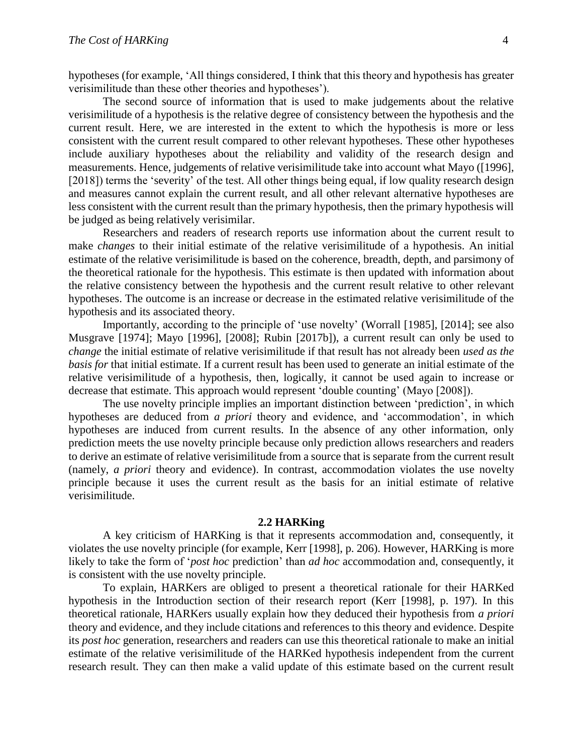hypotheses (for example, 'All things considered, I think that this theory and hypothesis has greater verisimilitude than these other theories and hypotheses').

The second source of information that is used to make judgements about the relative verisimilitude of a hypothesis is the relative degree of consistency between the hypothesis and the current result. Here, we are interested in the extent to which the hypothesis is more or less consistent with the current result compared to other relevant hypotheses. These other hypotheses include auxiliary hypotheses about the reliability and validity of the research design and measurements. Hence, judgements of relative verisimilitude take into account what Mayo ([1996], [2018]) terms the 'severity' of the test. All other things being equal, if low quality research design and measures cannot explain the current result, and all other relevant alternative hypotheses are less consistent with the current result than the primary hypothesis, then the primary hypothesis will be judged as being relatively verisimilar.

Researchers and readers of research reports use information about the current result to make *changes* to their initial estimate of the relative verisimilitude of a hypothesis. An initial estimate of the relative verisimilitude is based on the coherence, breadth, depth, and parsimony of the theoretical rationale for the hypothesis. This estimate is then updated with information about the relative consistency between the hypothesis and the current result relative to other relevant hypotheses. The outcome is an increase or decrease in the estimated relative verisimilitude of the hypothesis and its associated theory.

Importantly, according to the principle of 'use novelty' (Worrall [1985], [2014]; see also Musgrave [1974]; Mayo [1996], [2008]; Rubin [2017b]), a current result can only be used to *change* the initial estimate of relative verisimilitude if that result has not already been *used as the basis for* that initial estimate. If a current result has been used to generate an initial estimate of the relative verisimilitude of a hypothesis, then, logically, it cannot be used again to increase or decrease that estimate. This approach would represent 'double counting' (Mayo [2008]).

The use novelty principle implies an important distinction between 'prediction', in which hypotheses are deduced from *a priori* theory and evidence, and 'accommodation', in which hypotheses are induced from current results. In the absence of any other information, only prediction meets the use novelty principle because only prediction allows researchers and readers to derive an estimate of relative verisimilitude from a source that is separate from the current result (namely, *a priori* theory and evidence). In contrast, accommodation violates the use novelty principle because it uses the current result as the basis for an initial estimate of relative verisimilitude.

### 2.2 HARKing

A key criticism of HARKing is that it represents accommodation and, consequently, it violates the use novelty principle (for example, Kerr [1998], p. 206). However, HARKing is more likely to take the form of '*post hoc* prediction' than *ad hoc* accommodation and, consequently, it is consistent with the use novelty principle.

To explain, HARKers are obliged to present a theoretical rationale for their HARKed hypothesis in the Introduction section of their research report (Kerr [1998], p. 197). In this theoretical rationale, HARKers usually explain how they deduced their hypothesis from *a priori* theory and evidence, and they include citations and references to this theory and evidence. Despite its *post hoc* generation, researchers and readers can use this theoretical rationale to make an initial estimate of the relative verisimilitude of the HARKed hypothesis independent from the current research result. They can then make a valid update of this estimate based on the current result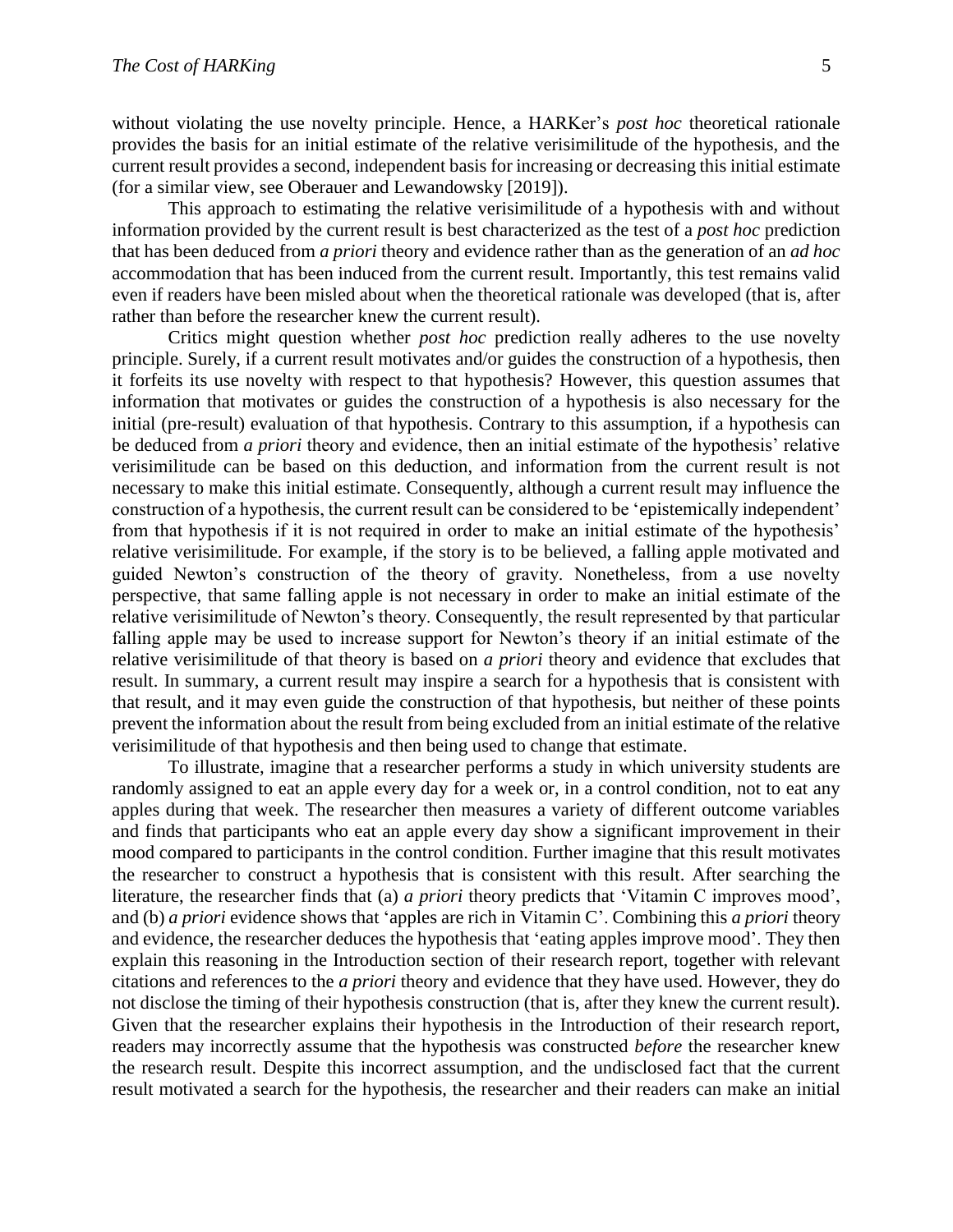without violating the use novelty principle. Hence, a HARKer's *post hoc* theoretical rationale provides the basis for an initial estimate of the relative verisimilitude of the hypothesis, and the current result provides a second, independent basis for increasing or decreasing this initial estimate (for a similar view, see Oberauer and Lewandowsky [2019]).

This approach to estimating the relative verisimilitude of a hypothesis with and without information provided by the current result is best characterized as the test of a *post hoc* prediction that has been deduced from *a priori* theory and evidence rather than as the generation of an *ad hoc* accommodation that has been induced from the current result. Importantly, this test remains valid even if readers have been misled about when the theoretical rationale was developed (that is, after rather than before the researcher knew the current result).

Critics might question whether *post hoc* prediction really adheres to the use novelty principle. Surely, if a current result motivates and/or guides the construction of a hypothesis, then it forfeits its use novelty with respect to that hypothesis? However, this question assumes that information that motivates or guides the construction of a hypothesis is also necessary for the initial (pre-result) evaluation of that hypothesis. Contrary to this assumption, if a hypothesis can be deduced from *a priori* theory and evidence, then an initial estimate of the hypothesis' relative verisimilitude can be based on this deduction, and information from the current result is not necessary to make this initial estimate. Consequently, although a current result may influence the construction of a hypothesis, the current result can be considered to be 'epistemically independent' from that hypothesis if it is not required in order to make an initial estimate of the hypothesis' relative verisimilitude. For example, if the story is to be believed, a falling apple motivated and guided Newton's construction of the theory of gravity. Nonetheless, from a use novelty perspective, that same falling apple is not necessary in order to make an initial estimate of the relative verisimilitude of Newton's theory. Consequently, the result represented by that particular falling apple may be used to increase support for Newton's theory if an initial estimate of the relative verisimilitude of that theory is based on *a priori* theory and evidence that excludes that result. In summary, a current result may inspire a search for a hypothesis that is consistent with that result, and it may even guide the construction of that hypothesis, but neither of these points prevent the information about the result from being excluded from an initial estimate of the relative verisimilitude of that hypothesis and then being used to change that estimate.

To illustrate, imagine that a researcher performs a study in which university students are randomly assigned to eat an apple every day for a week or, in a control condition, not to eat any apples during that week. The researcher then measures a variety of different outcome variables and finds that participants who eat an apple every day show a significant improvement in their mood compared to participants in the control condition. Further imagine that this result motivates the researcher to construct a hypothesis that is consistent with this result. After searching the literature, the researcher finds that (a) *a priori* theory predicts that 'Vitamin C improves mood', and (b) *a priori* evidence shows that 'apples are rich in Vitamin C'. Combining this *a priori* theory and evidence, the researcher deduces the hypothesis that 'eating apples improve mood'. They then explain this reasoning in the Introduction section of their research report, together with relevant citations and references to the *a priori* theory and evidence that they have used. However, they do not disclose the timing of their hypothesis construction (that is, after they knew the current result). Given that the researcher explains their hypothesis in the Introduction of their research report, readers may incorrectly assume that the hypothesis was constructed *before* the researcher knew the research result. Despite this incorrect assumption, and the undisclosed fact that the current result motivated a search for the hypothesis, the researcher and their readers can make an initial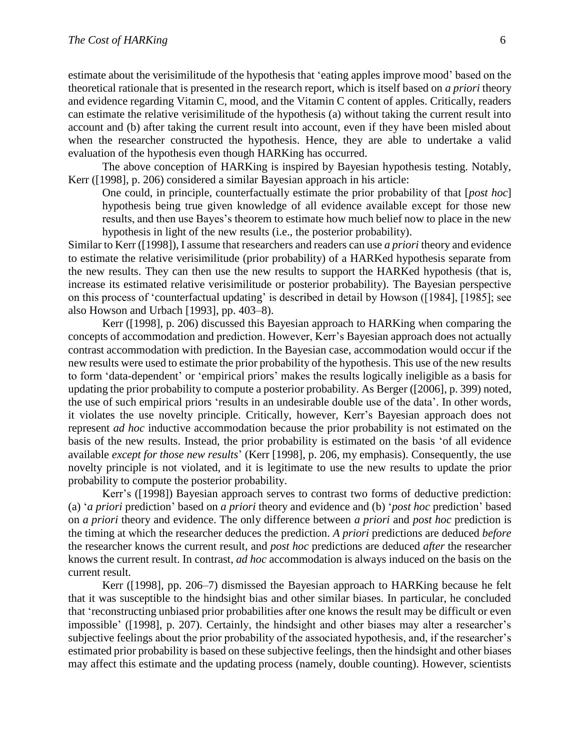estimate about the verisimilitude of the hypothesis that 'eating apples improve mood' based on the theoretical rationale that is presented in the research report, which is itself based on *a priori* theory and evidence regarding Vitamin C, mood, and the Vitamin C content of apples. Critically, readers can estimate the relative verisimilitude of the hypothesis (a) without taking the current result into account and (b) after taking the current result into account, even if they have been misled about when the researcher constructed the hypothesis. Hence, they are able to undertake a valid evaluation of the hypothesis even though HARKing has occurred.

The above conception of HARKing is inspired by Bayesian hypothesis testing. Notably, Kerr ([1998], p. 206) considered a similar Bayesian approach in his article:

> One could, in principle, counterfactually estimate the prior probability of that [*post hoc*] hypothesis being true given knowledge of all evidence available except for those new results, and then use Bayes's theorem to estimate how much belief now to place in the new hypothesis in light of the new results (i.e., the posterior probability).

Similar to Kerr ([1998]), I assume that researchers and readers can use *a priori* theory and evidence to estimate the relative verisimilitude (prior probability) of a HARKed hypothesis separate from the new results. They can then use the new results to support the HARKed hypothesis (that is, increase its estimated relative verisimilitude or posterior probability). The Bayesian perspective on this process of 'counterfactual updating' is described in detail by Howson ([1984], [1985]; see also Howson and Urbach [1993], pp. 403–8).

Kerr ([1998], p. 206) discussed this Bayesian approach to HARKing when comparing the concepts of accommodation and prediction. However, Kerr's Bayesian approach does not actually contrast accommodation with prediction. In the Bayesian case, accommodation would occur if the new results were used to estimate the prior probability of the hypothesis. This use of the new results to form 'data-dependent' or 'empirical priors' makes the results logically ineligible as a basis for updating the prior probability to compute a posterior probability. As Berger ([2006], p. 399) noted, the use of such empirical priors 'results in an undesirable double use of the data'. In other words, it violates the use novelty principle. Critically, however, Kerr's Bayesian approach does not represent *ad hoc* inductive accommodation because the prior probability is not estimated on the basis of the new results. Instead, the prior probability is estimated on the basis 'of all evidence available *except for those new results*' (Kerr [1998], p. 206, my emphasis). Consequently, the use novelty principle is not violated, and it is legitimate to use the new results to update the prior probability to compute the posterior probability.

Kerr's ([1998]) Bayesian approach serves to contrast two forms of deductive prediction: (a) '*a priori* prediction' based on *a priori* theory and evidence and (b) '*post hoc* prediction' based on *a priori* theory and evidence. The only difference between *a priori* and *post hoc* prediction is the timing at which the researcher deduces the prediction. *A priori* predictions are deduced *before* the researcher knows the current result, and *post hoc* predictions are deduced *after* the researcher knows the current result. In contrast, *ad hoc* accommodation is always induced on the basis on the current result.

Kerr ([1998], pp. 206–7) dismissed the Bayesian approach to HARKing because he felt that it was susceptible to the hindsight bias and other similar biases. In particular, he concluded that 'reconstructing unbiased prior probabilities after one knows the result may be difficult or even impossible' ([1998], p. 207). Certainly, the hindsight and other biases may alter a researcher's subjective feelings about the prior probability of the associated hypothesis, and, if the researcher's estimated prior probability is based on these subjective feelings, then the hindsight and other biases may affect this estimate and the updating process (namely, double counting). However, scientists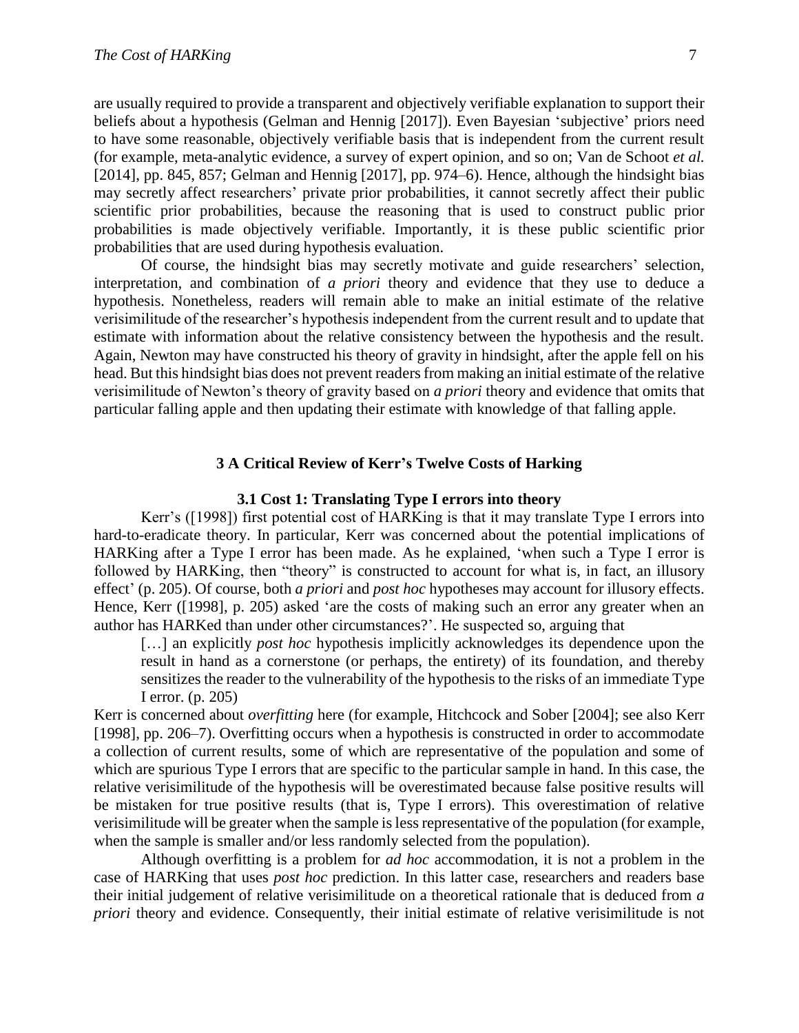are usually required to provide a transparent and objectively verifiable explanation to support their beliefs about a hypothesis (Gelman and Hennig [2017]). Even Bayesian 'subjective' priors need to have some reasonable, objectively verifiable basis that is independent from the current result (for example, meta-analytic evidence, a survey of expert opinion, and so on; Van de Schoot *et al.* [2014], pp. 845, 857; Gelman and Hennig [2017], pp. 974–6). Hence, although the hindsight bias may secretly affect researchers' private prior probabilities, it cannot secretly affect their public scientific prior probabilities, because the reasoning that is used to construct public prior probabilities is made objectively verifiable. Importantly, it is these public scientific prior probabilities that are used during hypothesis evaluation.

Of course, the hindsight bias may secretly motivate and guide researchers' selection, interpretation, and combination of *a priori* theory and evidence that they use to deduce a hypothesis. Nonetheless, readers will remain able to make an initial estimate of the relative verisimilitude of the researcher's hypothesis independent from the current result and to update that estimate with information about the relative consistency between the hypothesis and the result. Again, Newton may have constructed his theory of gravity in hindsight, after the apple fell on his head. But this hindsight bias does not prevent readers from making an initial estimate of the relative verisimilitude of Newton's theory of gravity based on *a priori* theory and evidence that omits that particular falling apple and then updating their estimate with knowledge of that falling apple.

## 3 A Critical Review of Kerr's Twelve Costs of Harking

### 3.1 Cost 1: Translating Type I errors into theory

Kerr's ([1998]) first potential cost of HARKing is that it may translate Type I errors into hard-to-eradicate theory. In particular, Kerr was concerned about the potential implications of HARKing after a Type I error has been made. As he explained, 'when such a Type I error is followed by HARKing, then "theory" is constructed to account for what is, in fact, an illusory effect' (p. 205). Of course, both *a priori* and *post hoc* hypotheses may account for illusory effects. Hence, Kerr ([1998], p. 205) asked 'are the costs of making such an error any greater when an author has HARKed than under other circumstances?'. He suspected so, arguing that

> […] an explicitly *post hoc* hypothesis implicitly acknowledges its dependence upon the result in hand as a cornerstone (or perhaps, the entirety) of its foundation, and thereby sensitizes the reader to the vulnerability of the hypothesis to the risks of an immediate Type I error. (p. 205)

Kerr is concerned about *overfitting* here (for example, Hitchcock and Sober [2004]; see also Kerr [1998], pp. 206–7). Overfitting occurs when a hypothesis is constructed in order to accommodate a collection of current results, some of which are representative of the population and some of which are spurious Type I errors that are specific to the particular sample in hand. In this case, the relative verisimilitude of the hypothesis will be overestimated because false positive results will be mistaken for true positive results (that is, Type I errors). This overestimation of relative verisimilitude will be greater when the sample is less representative of the population (for example, when the sample is smaller and/or less randomly selected from the population).

Although overfitting is a problem for *ad hoc* accommodation, it is not a problem in the case of HARKing that uses *post hoc* prediction. In this latter case, researchers and readers base their initial judgement of relative verisimilitude on a theoretical rationale that is deduced from *a priori* theory and evidence. Consequently, their initial estimate of relative verisimilitude is not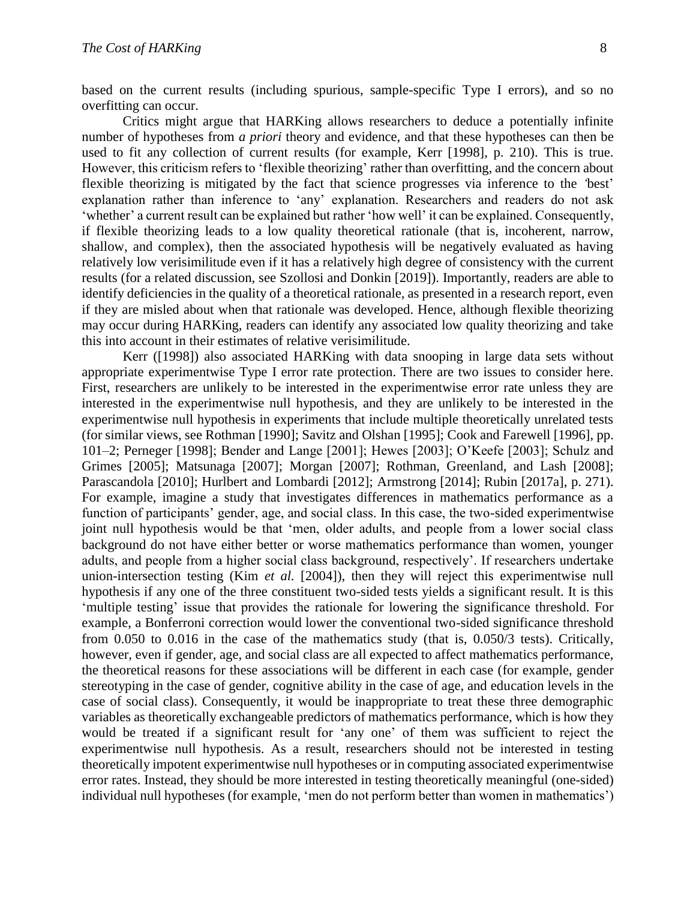based on the current results (including spurious, sample-specific Type I errors), and so no overfitting can occur.

Critics might argue that HARKing allows researchers to deduce a potentially infinite number of hypotheses from *a priori* theory and evidence, and that these hypotheses can then be used to fit any collection of current results (for example, Kerr [1998], p. 210). This is true. However, this criticism refers to 'flexible theorizing' rather than overfitting, and the concern about flexible theorizing is mitigated by the fact that science progresses via inference to the 'best' explanation rather than inference to 'any' explanation. Researchers and readers do not ask 'whether' a current result can be explained but rather 'how well' it can be explained. Consequently, if flexible theorizing leads to a low quality theoretical rationale (that is, incoherent, narrow, shallow, and complex), then the associated hypothesis will be negatively evaluated as having relatively low verisimilitude even if it has a relatively high degree of consistency with the current results (for a related discussion, see Szollosi and Donkin [2019]). Importantly, readers are able to identify deficiencies in the quality of a theoretical rationale, as presented in a research report, even if they are misled about when that rationale was developed. Hence, although flexible theorizing may occur during HARKing, readers can identify any associated low quality theorizing and take this into account in their estimates of relative verisimilitude.

Kerr ([1998]) also associated HARKing with data snooping in large data sets without appropriate experimentwise Type I error rate protection. There are two issues to consider here. First, researchers are unlikely to be interested in the experimentwise error rate unless they are interested in the experimentwise null hypothesis, and they are unlikely to be interested in the experimentwise null hypothesis in experiments that include multiple theoretically unrelated tests (for similar views, see Rothman [1990]; Savitz and Olshan [1995]; Cook and Farewell [1996], pp. 101–2; Perneger [1998]; Bender and Lange [2001]; Hewes [2003]; O'Keefe [2003]; Schulz and Grimes [2005]; Matsunaga [2007]; Morgan [2007]; Rothman, Greenland, and Lash [2008]; Parascandola [2010]; Hurlbert and Lombardi [2012]; Armstrong [2014]; Rubin [2017a], p. 271). For example, imagine a study that investigates differences in mathematics performance as a function of participants' gender, age, and social class. In this case, the two-sided experimentwise joint null hypothesis would be that 'men, older adults, and people from a lower social class background do not have either better or worse mathematics performance than women, younger adults, and people from a higher social class background, respectively'. If researchers undertake union-intersection testing (Kim *et al.* [2004]), then they will reject this experimentwise null hypothesis if any one of the three constituent two-sided tests yields a significant result. It is this 'multiple testing' issue that provides the rationale for lowering the significance threshold. For example, a Bonferroni correction would lower the conventional two-sided significance threshold from 0.050 to 0.016 in the case of the mathematics study (that is, 0.050/3 tests). Critically, however, even if gender, age, and social class are all expected to affect mathematics performance, the theoretical reasons for these associations will be different in each case (for example, gender stereotyping in the case of gender, cognitive ability in the case of age, and education levels in the case of social class). Consequently, it would be inappropriate to treat these three demographic variables as theoretically exchangeable predictors of mathematics performance, which is how they would be treated if a significant result for 'any one' of them was sufficient to reject the experimentwise null hypothesis. As a result, researchers should not be interested in testing theoretically impotent experimentwise null hypotheses or in computing associated experimentwise error rates. Instead, they should be more interested in testing theoretically meaningful (one-sided) individual null hypotheses (for example, 'men do not perform better than women in mathematics')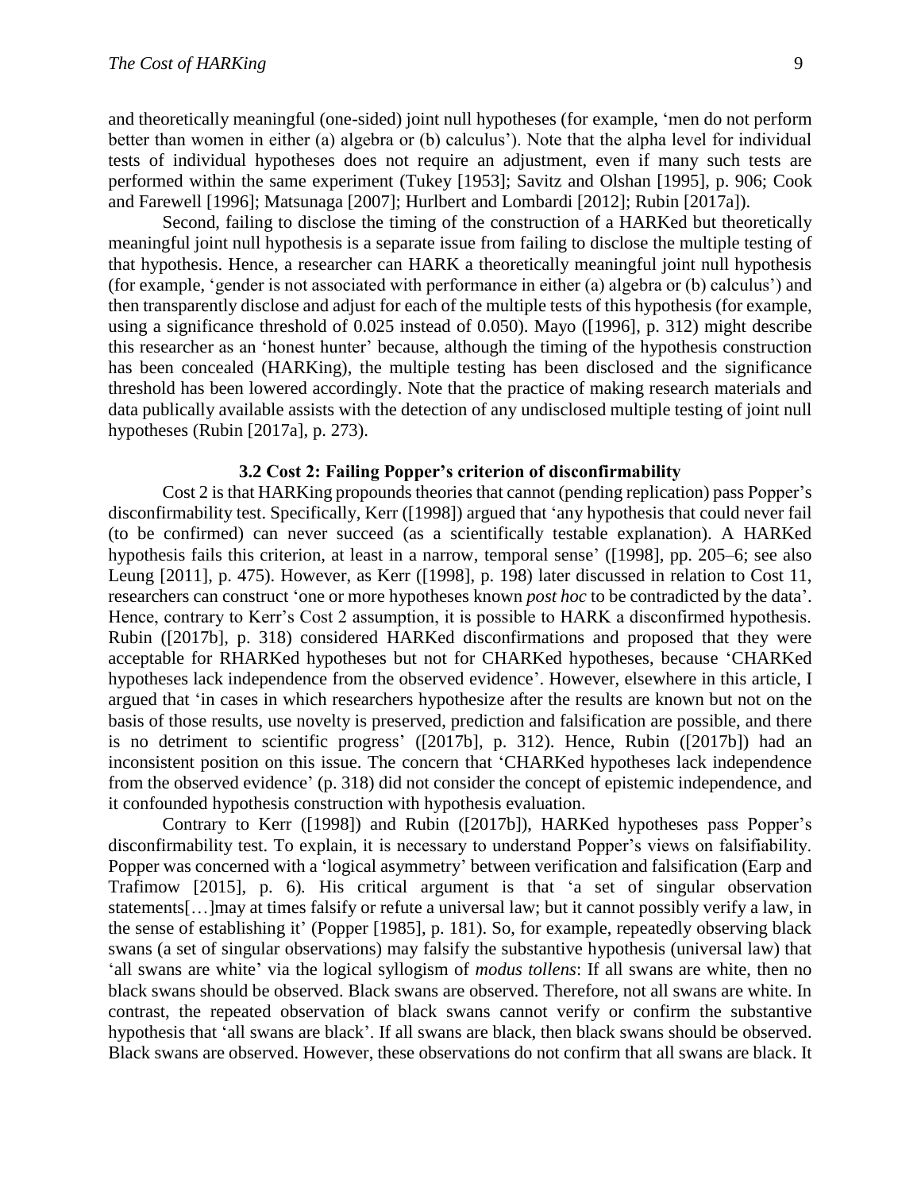and theoretically meaningful (one-sided) joint null hypotheses (for example, 'men do not perform better than women in either (a) algebra or (b) calculus'). Note that the alpha level for individual tests of individual hypotheses does not require an adjustment, even if many such tests are performed within the same experiment (Tukey [1953]; Savitz and Olshan [1995], p. 906; Cook and Farewell [1996]; Matsunaga [2007]; Hurlbert and Lombardi [2012]; Rubin [2017a]).

Second, failing to disclose the timing of the construction of a HARKed but theoretically meaningful joint null hypothesis is a separate issue from failing to disclose the multiple testing of that hypothesis. Hence, a researcher can HARK a theoretically meaningful joint null hypothesis (for example, 'gender is not associated with performance in either (a) algebra or (b) calculus') and then transparently disclose and adjust for each of the multiple tests of this hypothesis (for example, using a significance threshold of 0.025 instead of 0.050). Mayo ([1996], p. 312) might describe this researcher as an 'honest hunter' because, although the timing of the hypothesis construction has been concealed (HARKing), the multiple testing has been disclosed and the significance threshold has been lowered accordingly. Note that the practice of making research materials and data publically available assists with the detection of any undisclosed multiple testing of joint null hypotheses (Rubin [2017a], p. 273).

### 3.2 Cost 2: Failing Popper's criterion of disconfirmability

Cost 2 is that HARKing propounds theories that cannot (pending replication) pass Popper's disconfirmability test. Specifically, Kerr ([1998]) argued that 'any hypothesis that could never fail (to be confirmed) can never succeed (as a scientifically testable explanation). A HARKed hypothesis fails this criterion, at least in a narrow, temporal sense' ([1998], pp. 205–6; see also Leung [2011], p. 475). However, as Kerr ([1998], p. 198) later discussed in relation to Cost 11, researchers can construct 'one or more hypotheses known *post hoc* to be contradicted by the data'. Hence, contrary to Kerr's Cost 2 assumption, it is possible to HARK a disconfirmed hypothesis. Rubin ([2017b], p. 318) considered HARKed disconfirmations and proposed that they were acceptable for RHARKed hypotheses but not for CHARKed hypotheses, because 'CHARKed hypotheses lack independence from the observed evidence'. However, elsewhere in this article, I argued that 'in cases in which researchers hypothesize after the results are known but not on the basis of those results, use novelty is preserved, prediction and falsification are possible, and there is no detriment to scientific progress' ([2017b], p. 312). Hence, Rubin ([2017b]) had an inconsistent position on this issue. The concern that 'CHARKed hypotheses lack independence from the observed evidence' (p. 318) did not consider the concept of epistemic independence, and it confounded hypothesis construction with hypothesis evaluation.

Contrary to Kerr ([1998]) and Rubin ([2017b]), HARKed hypotheses pass Popper's disconfirmability test. To explain, it is necessary to understand Popper's views on falsifiability. Popper was concerned with a 'logical asymmetry' between verification and falsification (Earp and Trafimow [2015], p. 6). His critical argument is that 'a set of singular observation statements[…]may at times falsify or refute a universal law; but it cannot possibly verify a law, in the sense of establishing it' (Popper [1985], p. 181). So, for example, repeatedly observing black swans (a set of singular observations) may falsify the substantive hypothesis (universal law) that 'all swans are white' via the logical syllogism of *modus tollens*: If all swans are white, then no black swans should be observed. Black swans are observed. Therefore, not all swans are white. In contrast, the repeated observation of black swans cannot verify or confirm the substantive hypothesis that 'all swans are black'. If all swans are black, then black swans should be observed. Black swans are observed. However, these observations do not confirm that all swans are black. It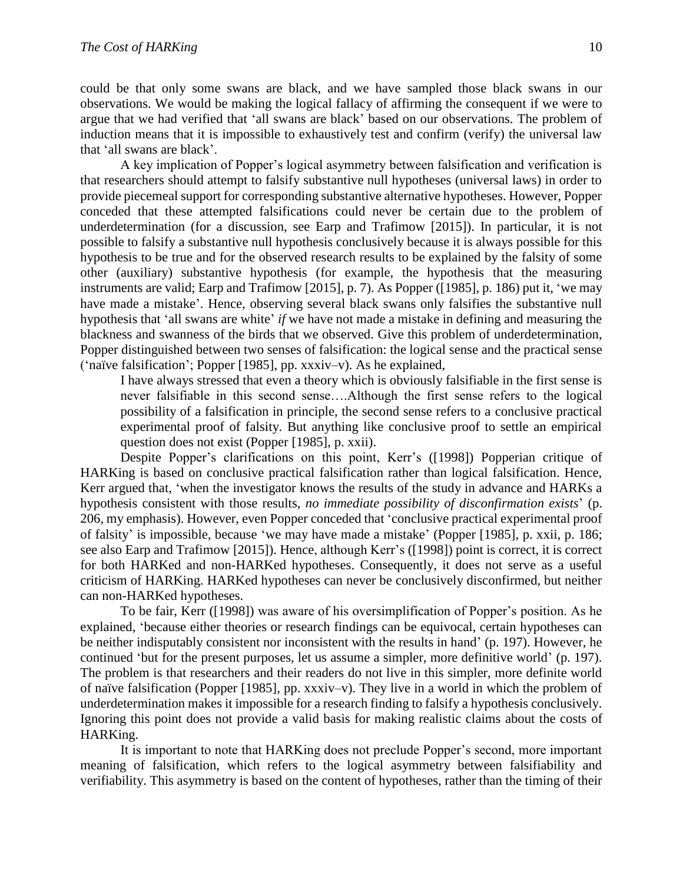could be that only some swans are black, and we have sampled those black swans in our observations. We would be making the logical fallacy of affirming the consequent if we were to argue that we had verified that 'all swans are black' based on our observations. The problem of induction means that it is impossible to exhaustively test and confirm (verify) the universal law that 'all swans are black'.

A key implication of Popper's logical asymmetry between falsification and verification is that researchers should attempt to falsify substantive null hypotheses (universal laws) in order to provide piecemeal support for corresponding substantive alternative hypotheses. However, Popper conceded that these attempted falsifications could never be certain due to the problem of underdetermination (for a discussion, see Earp and Trafimow [2015]). In particular, it is not possible to falsify a substantive null hypothesis conclusively because it is always possible for this hypothesis to be true and for the observed research results to be explained by the falsity of some other (auxiliary) substantive hypothesis (for example, the hypothesis that the measuring instruments are valid; Earp and Trafimow [2015], p. 7). As Popper ([1985], p. 186) put it, 'we may have made a mistake'. Hence, observing several black swans only falsifies the substantive null hypothesis that 'all swans are white' *if* we have not made a mistake in defining and measuring the blackness and swanness of the birds that we observed. Give this problem of underdetermination, Popper distinguished between two senses of falsification: the logical sense and the practical sense ('naïve falsification'; Popper [1985], pp. xxxiv–v). As he explained,

> I have always stressed that even a theory which is obviously falsifiable in the first sense is never falsifiable in this second sense….Although the first sense refers to the logical possibility of a falsification in principle, the second sense refers to a conclusive practical experimental proof of falsity. But anything like conclusive proof to settle an empirical question does not exist (Popper [1985], p. xxii).

Despite Popper's clarifications on this point, Kerr's ([1998]) Popperian critique of HARKing is based on conclusive practical falsification rather than logical falsification. Hence, Kerr argued that, 'when the investigator knows the results of the study in advance and HARKs a hypothesis consistent with those results, *no immediate possibility of disconfirmation exists*' (p. 206, my emphasis). However, even Popper conceded that 'conclusive practical experimental proof of falsity' is impossible, because 'we may have made a mistake' (Popper [1985], p. xxii, p. 186; see also Earp and Trafimow [2015]). Hence, although Kerr's ([1998]) point is correct, it is correct for both HARKed and non-HARKed hypotheses. Consequently, it does not serve as a useful criticism of HARKing. HARKed hypotheses can never be conclusively disconfirmed, but neither can non-HARKed hypotheses.

To be fair, Kerr ([1998]) was aware of his oversimplification of Popper's position. As he explained, 'because either theories or research findings can be equivocal, certain hypotheses can be neither indisputably consistent nor inconsistent with the results in hand' (p. 197). However, he continued 'but for the present purposes, let us assume a simpler, more definitive world' (p. 197). The problem is that researchers and their readers do not live in this simpler, more definite world of naïve falsification (Popper [1985], pp. xxxiv–v). They live in a world in which the problem of underdetermination makes it impossible for a research finding to falsify a hypothesis conclusively. Ignoring this point does not provide a valid basis for making realistic claims about the costs of HARKing.

It is important to note that HARKing does not preclude Popper's second, more important meaning of falsification, which refers to the logical asymmetry between falsifiability and verifiability. This asymmetry is based on the content of hypotheses, rather than the timing of their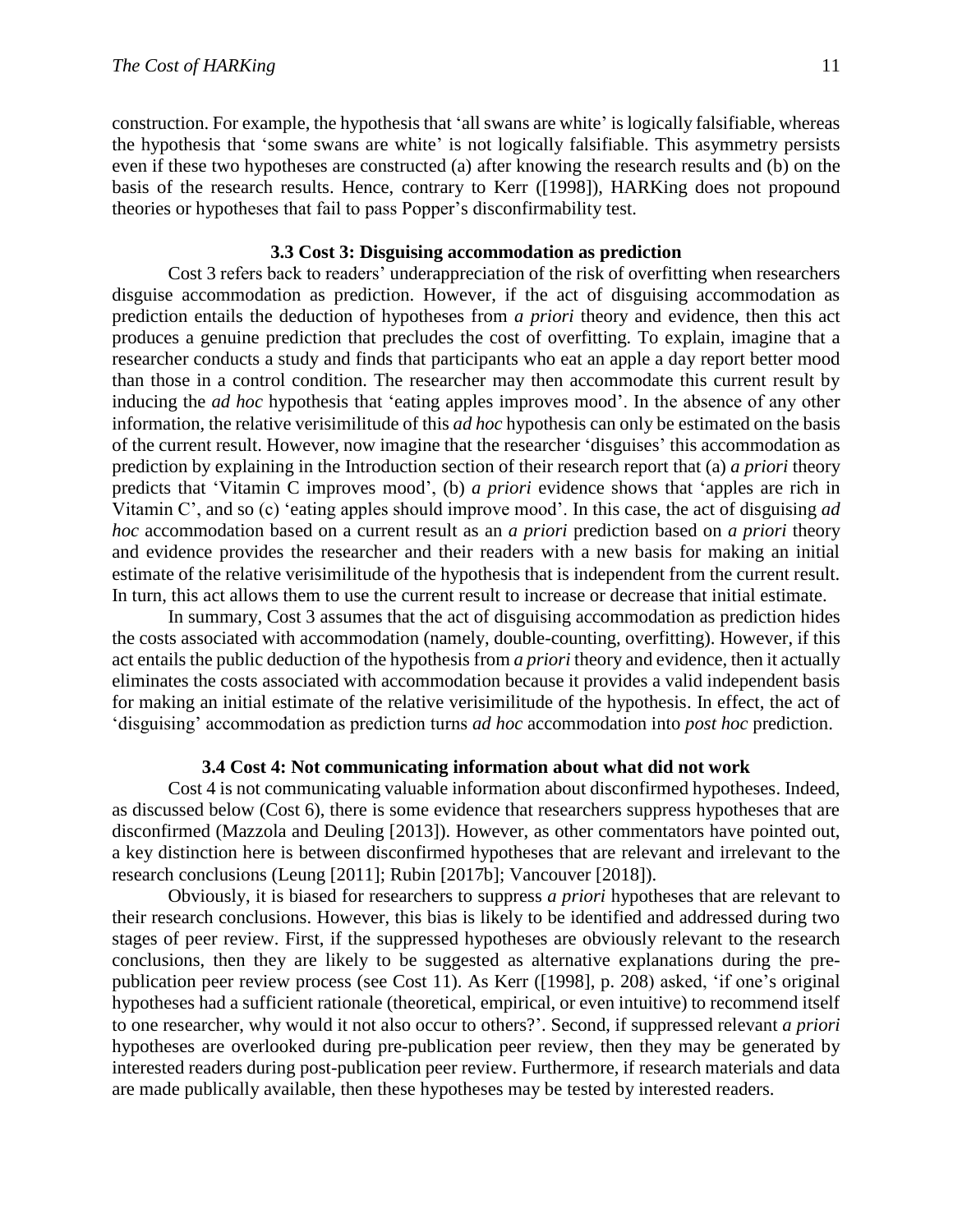construction. For example, the hypothesis that 'all swans are white' is logically falsifiable, whereas the hypothesis that 'some swans are white' is not logically falsifiable. This asymmetry persists even if these two hypotheses are constructed (a) after knowing the research results and (b) on the basis of the research results. Hence, contrary to Kerr ([1998]), HARKing does not propound theories or hypotheses that fail to pass Popper's disconfirmability test.

### 3.3 Cost 3: Disguising accommodation as prediction

Cost 3 refers back to readers' underappreciation of the risk of overfitting when researchers disguise accommodation as prediction. However, if the act of disguising accommodation as prediction entails the deduction of hypotheses from *a priori* theory and evidence, then this act produces a genuine prediction that precludes the cost of overfitting. To explain, imagine that a researcher conducts a study and finds that participants who eat an apple a day report better mood than those in a control condition. The researcher may then accommodate this current result by inducing the *ad hoc* hypothesis that 'eating apples improves mood'. In the absence of any other information, the relative verisimilitude of this *ad hoc* hypothesis can only be estimated on the basis of the current result. However, now imagine that the researcher 'disguises' this accommodation as prediction by explaining in the Introduction section of their research report that (a) *a priori* theory predicts that 'Vitamin C improves mood', (b) *a priori* evidence shows that 'apples are rich in Vitamin C', and so (c) 'eating apples should improve mood'. In this case, the act of disguising *ad hoc* accommodation based on a current result as an *a priori* prediction based on *a priori* theory and evidence provides the researcher and their readers with a new basis for making an initial estimate of the relative verisimilitude of the hypothesis that is independent from the current result. In turn, this act allows them to use the current result to increase or decrease that initial estimate.

In summary, Cost 3 assumes that the act of disguising accommodation as prediction hides the costs associated with accommodation (namely, double-counting, overfitting). However, if this act entails the public deduction of the hypothesis from *a priori* theory and evidence, then it actually eliminates the costs associated with accommodation because it provides a valid independent basis for making an initial estimate of the relative verisimilitude of the hypothesis. In effect, the act of 'disguising' accommodation as prediction turns *ad hoc* accommodation into *post hoc* prediction.

### 3.4 Cost 4: Not communicating information about what did not work

Cost 4 is not communicating valuable information about disconfirmed hypotheses. Indeed, as discussed below (Cost 6), there is some evidence that researchers suppress hypotheses that are disconfirmed (Mazzola and Deuling [2013]). However, as other commentators have pointed out, a key distinction here is between disconfirmed hypotheses that are relevant and irrelevant to the research conclusions (Leung [2011]; Rubin [2017b]; Vancouver [2018]).

Obviously, it is biased for researchers to suppress *a priori* hypotheses that are relevant to their research conclusions. However, this bias is likely to be identified and addressed during two stages of peer review. First, if the suppressed hypotheses are obviously relevant to the research conclusions, then they are likely to be suggested as alternative explanations during the pre-publication peer review process (see Cost 11). As Kerr ([1998], p. 208) asked, 'if one's original hypotheses had a sufficient rationale (theoretical, empirical, or even intuitive) to recommend itself to one researcher, why would it not also occur to others?'. Second, if suppressed relevant *a priori* hypotheses are overlooked during pre-publication peer review, then they may be generated by interested readers during post-publication peer review. Furthermore, if research materials and data are made publically available, then these hypotheses may be tested by interested readers.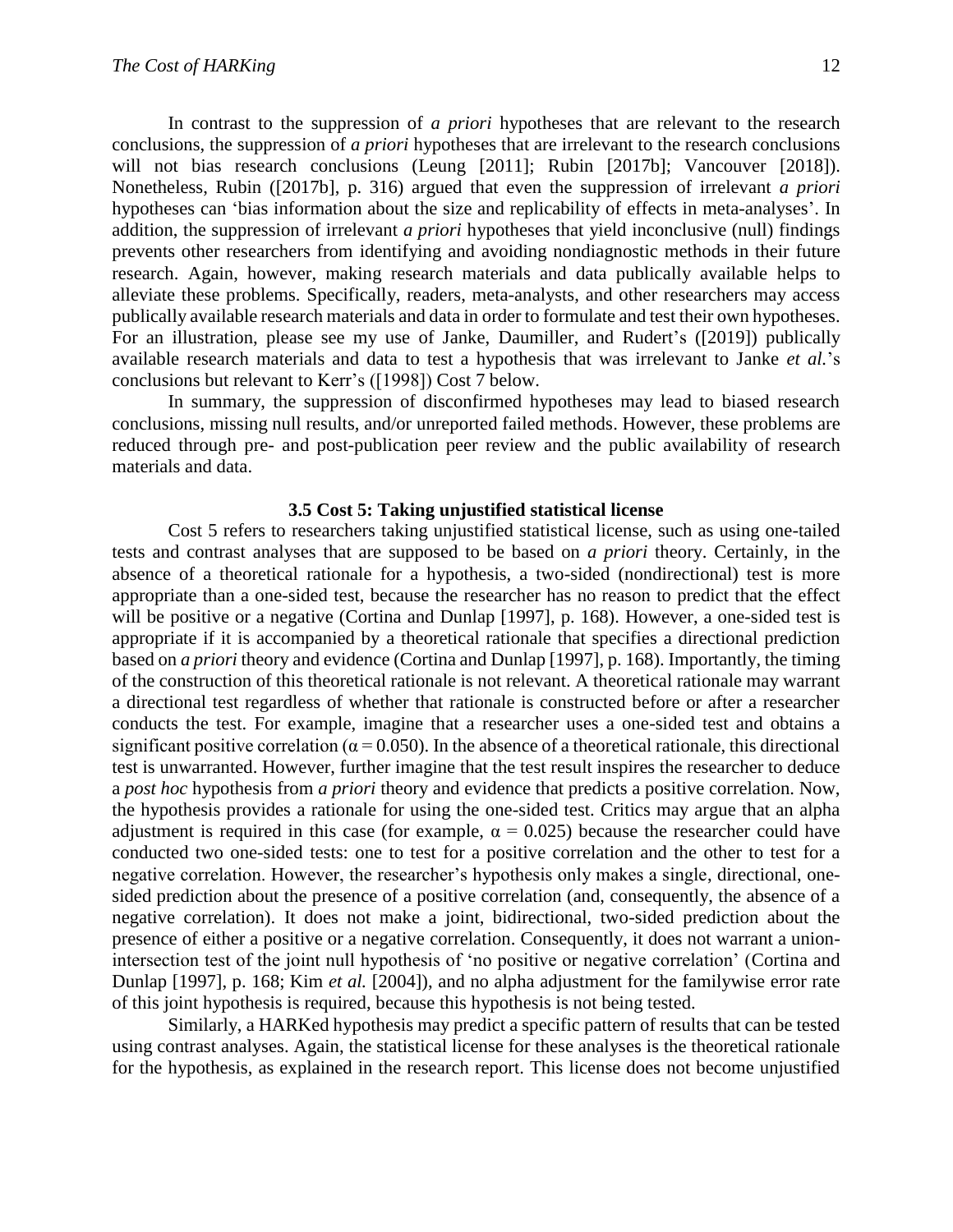In contrast to the suppression of *a priori* hypotheses that are relevant to the research conclusions, the suppression of *a priori* hypotheses that are irrelevant to the research conclusions will not bias research conclusions (Leung [2011]; Rubin [2017b]; Vancouver [2018]). Nonetheless, Rubin ([2017b], p. 316) argued that even the suppression of irrelevant *a priori* hypotheses can 'bias information about the size and replicability of effects in meta-analyses'. In addition, the suppression of irrelevant *a priori* hypotheses that yield inconclusive (null) findings prevents other researchers from identifying and avoiding nondiagnostic methods in their future research. Again, however, making research materials and data publically available helps to alleviate these problems. Specifically, readers, meta-analysts, and other researchers may access publically available research materials and data in order to formulate and test their own hypotheses. For an illustration, please see my use of Janke, Daumiller, and Rudert's ([2019]) publically available research materials and data to test a hypothesis that was irrelevant to Janke *et al.*'s conclusions but relevant to Kerr's ([1998]) Cost 7 below.

In summary, the suppression of disconfirmed hypotheses may lead to biased research conclusions, missing null results, and/or unreported failed methods. However, these problems are reduced through pre- and post-publication peer review and the public availability of research materials and data.

### 3.5 Cost 5: Taking unjustified statistical license

Cost 5 refers to researchers taking unjustified statistical license, such as using one-tailed tests and contrast analyses that are supposed to be based on *a priori* theory. Certainly, in the absence of a theoretical rationale for a hypothesis, a two-sided (nondirectional) test is more appropriate than a one-sided test, because the researcher has no reason to predict that the effect will be positive or a negative (Cortina and Dunlap [1997], p. 168). However, a one-sided test is appropriate if it is accompanied by a theoretical rationale that specifies a directional prediction based on *a priori* theory and evidence (Cortina and Dunlap [1997], p. 168). Importantly, the timing of the construction of this theoretical rationale is not relevant. A theoretical rationale may warrant a directional test regardless of whether that rationale is constructed before or after a researcher conducts the test. For example, imagine that a researcher uses a one-sided test and obtains a significant positive correlation ($\alpha = 0.050$). In the absence of a theoretical rationale, this directional test is unwarranted. However, further imagine that the test result inspires the researcher to deduce a *post hoc* hypothesis from *a priori* theory and evidence that predicts a positive correlation. Now, the hypothesis provides a rationale for using the one-sided test. Critics may argue that an alpha adjustment is required in this case (for example, $\alpha = 0.025$) because the researcher could have conducted two one-sided tests: one to test for a positive correlation and the other to test for a negative correlation. However, the researcher's hypothesis only makes a single, directional, one-sided prediction about the presence of a positive correlation (and, consequently, the absence of a negative correlation). It does not make a joint, bidirectional, two-sided prediction about the presence of either a positive or a negative correlation. Consequently, it does not warrant a union-intersection test of the joint null hypothesis of 'no positive or negative correlation' (Cortina and Dunlap [1997], p. 168; Kim *et al.* [2004]), and no alpha adjustment for the familywise error rate of this joint hypothesis is required, because this hypothesis is not being tested.

Similarly, a HARKed hypothesis may predict a specific pattern of results that can be tested using contrast analyses. Again, the statistical license for these analyses is the theoretical rationale for the hypothesis, as explained in the research report. This license does not become unjustified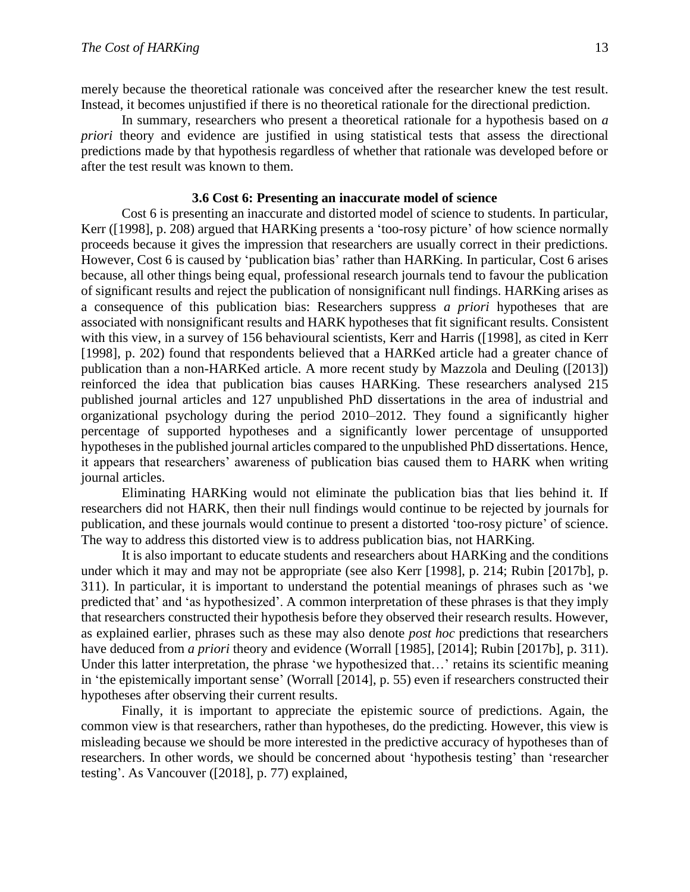merely because the theoretical rationale was conceived after the researcher knew the test result. Instead, it becomes unjustified if there is no theoretical rationale for the directional prediction.

In summary, researchers who present a theoretical rationale for a hypothesis based on *a priori* theory and evidence are justified in using statistical tests that assess the directional predictions made by that hypothesis regardless of whether that rationale was developed before or after the test result was known to them.

### 3.6 Cost 6: Presenting an inaccurate model of science

Cost 6 is presenting an inaccurate and distorted model of science to students. In particular, Kerr ([1998], p. 208) argued that HARKing presents a 'too-rosy picture' of how science normally proceeds because it gives the impression that researchers are usually correct in their predictions. However, Cost 6 is caused by 'publication bias' rather than HARKing. In particular, Cost 6 arises because, all other things being equal, professional research journals tend to favour the publication of significant results and reject the publication of nonsignificant null findings. HARKing arises as a consequence of this publication bias: Researchers suppress *a priori* hypotheses that are associated with nonsignificant results and HARK hypotheses that fit significant results. Consistent with this view, in a survey of 156 behavioural scientists, Kerr and Harris ([1998], as cited in Kerr [1998], p. 202) found that respondents believed that a HARKed article had a greater chance of publication than a non-HARKed article. A more recent study by Mazzola and Deuling ([2013]) reinforced the idea that publication bias causes HARKing. These researchers analysed 215 published journal articles and 127 unpublished PhD dissertations in the area of industrial and organizational psychology during the period 2010–2012. They found a significantly higher percentage of supported hypotheses and a significantly lower percentage of unsupported hypotheses in the published journal articles compared to the unpublished PhD dissertations. Hence, it appears that researchers' awareness of publication bias caused them to HARK when writing journal articles.

Eliminating HARKing would not eliminate the publication bias that lies behind it. If researchers did not HARK, then their null findings would continue to be rejected by journals for publication, and these journals would continue to present a distorted 'too-rosy picture' of science. The way to address this distorted view is to address publication bias, not HARKing.

It is also important to educate students and researchers about HARKing and the conditions under which it may and may not be appropriate (see also Kerr [1998], p. 214; Rubin [2017b], p. 311). In particular, it is important to understand the potential meanings of phrases such as 'we predicted that' and 'as hypothesized'. A common interpretation of these phrases is that they imply that researchers constructed their hypothesis before they observed their research results. However, as explained earlier, phrases such as these may also denote *post hoc* predictions that researchers have deduced from *a priori* theory and evidence (Worrall [1985], [2014]; Rubin [2017b], p. 311). Under this latter interpretation, the phrase 'we hypothesized that…' retains its scientific meaning in 'the epistemically important sense' (Worrall [2014], p. 55) even if researchers constructed their hypotheses after observing their current results.

Finally, it is important to appreciate the epistemic source of predictions. Again, the common view is that researchers, rather than hypotheses, do the predicting. However, this view is misleading because we should be more interested in the predictive accuracy of hypotheses than of researchers. In other words, we should be concerned about 'hypothesis testing' than 'researcher testing'. As Vancouver ([2018], p. 77) explained,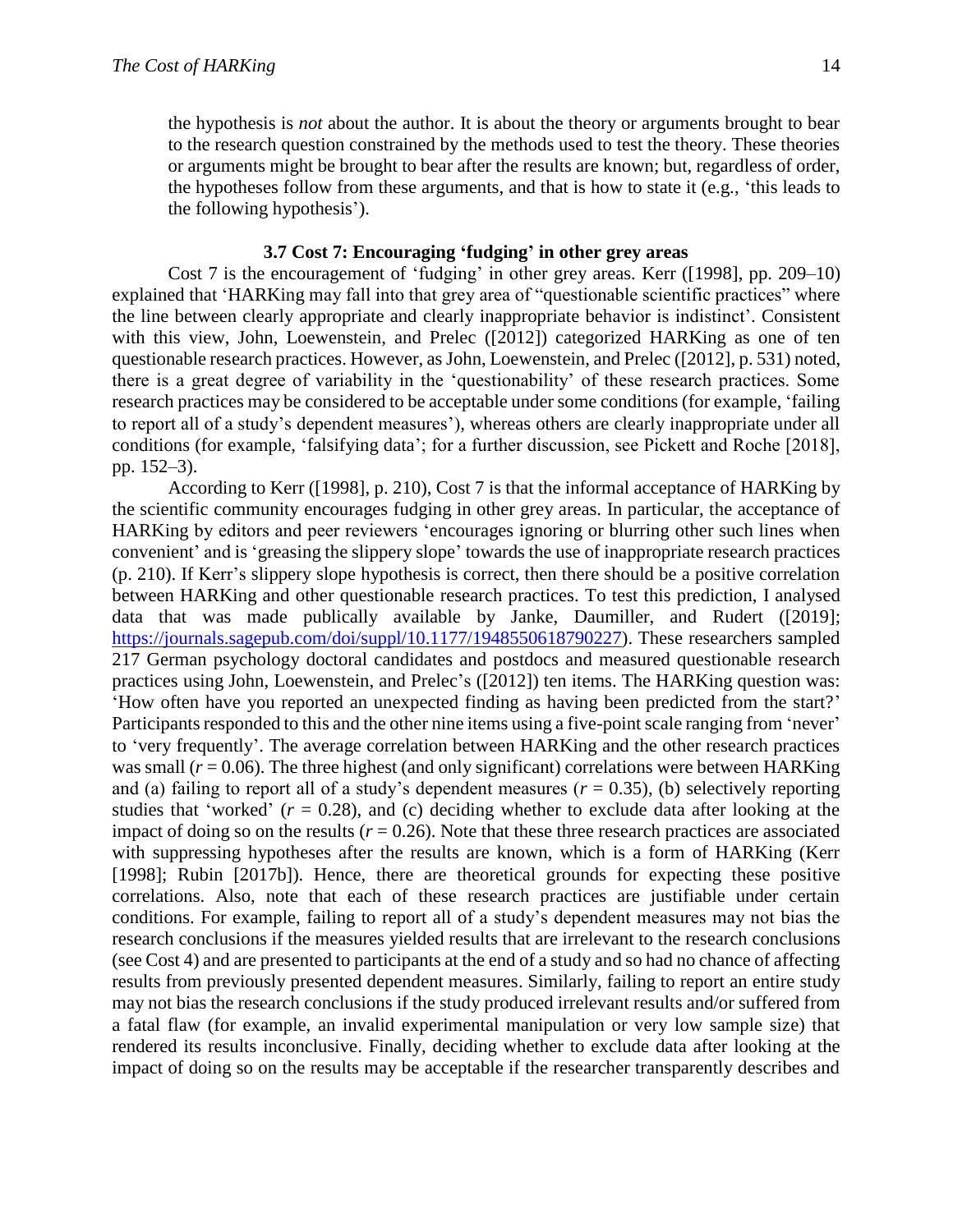the hypothesis is *not* about the author. It is about the theory or arguments brought to bear to the research question constrained by the methods used to test the theory. These theories or arguments might be brought to bear after the results are known; but, regardless of order, the hypotheses follow from these arguments, and that is how to state it (e.g., 'this leads to the following hypothesis').

### 3.7 Cost 7: Encouraging 'fudging' in other grey areas

Cost 7 is the encouragement of 'fudging' in other grey areas. Kerr ([1998], pp. 209–10) explained that 'HARKing may fall into that grey area of "questionable scientific practices" where the line between clearly appropriate and clearly inappropriate behavior is indistinct'. Consistent with this view, John, Loewenstein, and Prelec ([2012]) categorized HARKing as one of ten questionable research practices. However, as John, Loewenstein, and Prelec ([2012], p. 531) noted, there is a great degree of variability in the 'questionability' of these research practices. Some research practices may be considered to be acceptable under some conditions (for example, 'failing to report all of a study's dependent measures'), whereas others are clearly inappropriate under all conditions (for example, 'falsifying data'; for a further discussion, see Pickett and Roche [2018], pp. 152–3).

According to Kerr ([1998], p. 210), Cost 7 is that the informal acceptance of HARKing by the scientific community encourages fudging in other grey areas. In particular, the acceptance of HARKing by editors and peer reviewers 'encourages ignoring or blurring other such lines when convenient' and is 'greasing the slippery slope' towards the use of inappropriate research practices (p. 210). If Kerr's slippery slope hypothesis is correct, then there should be a positive correlation between HARKing and other questionable research practices. To test this prediction, I analysed data that was made publically available by Janke, Daumiller, and Rudert ([2019]; https://journals.sagepub.com/doi/suppl/10.1177/1948550618790227). These researchers sampled 217 German psychology doctoral candidates and postdocs and measured questionable research practices using John, Loewenstein, and Prelec's ([2012]) ten items. The HARKing question was: 'How often have you reported an unexpected finding as having been predicted from the start?' Participants responded to this and the other nine items using a five-point scale ranging from 'never' to 'very frequently'. The average correlation between HARKing and the other research practices was small ($r = 0.06$). The three highest (and only significant) correlations were between HARKing and (a) failing to report all of a study's dependent measures ($r = 0.35$), (b) selectively reporting studies that 'worked' ($r = 0.28$), and (c) deciding whether to exclude data after looking at the impact of doing so on the results ($r = 0.26$). Note that these three research practices are associated with suppressing hypotheses after the results are known, which is a form of HARKing (Kerr [1998]; Rubin [2017b]). Hence, there are theoretical grounds for expecting these positive correlations. Also, note that each of these research practices are justifiable under certain conditions. For example, failing to report all of a study's dependent measures may not bias the research conclusions if the measures yielded results that are irrelevant to the research conclusions (see Cost 4) and are presented to participants at the end of a study and so had no chance of affecting results from previously presented dependent measures. Similarly, failing to report an entire study may not bias the research conclusions if the study produced irrelevant results and/or suffered from a fatal flaw (for example, an invalid experimental manipulation or very low sample size) that rendered its results inconclusive. Finally, deciding whether to exclude data after looking at the impact of doing so on the results may be acceptable if the researcher transparently describes and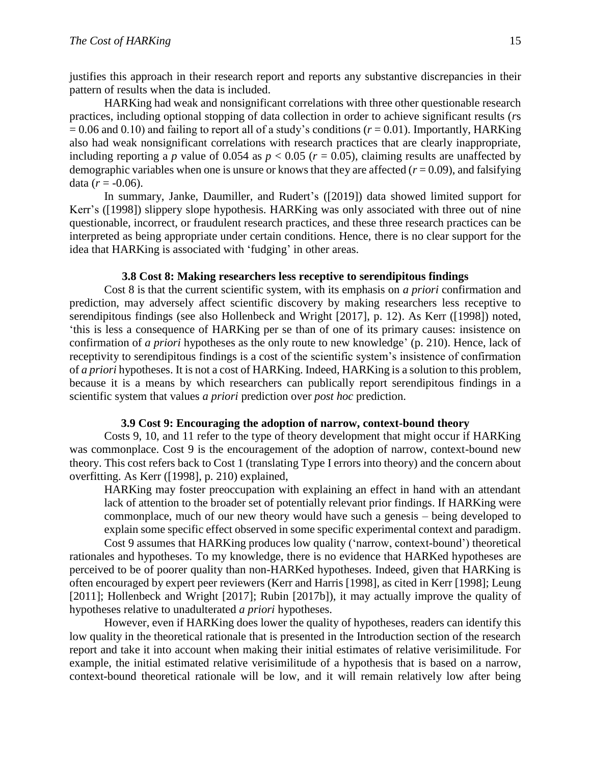justifies this approach in their research report and reports any substantive discrepancies in their pattern of results when the data is included.

HARKing had weak and nonsignificant correlations with three other questionable research practices, including optional stopping of data collection in order to achieve significant results (*r*s = 0.06 and 0.10) and failing to report all of a study's conditions ($r = 0.01$). Importantly, HARKing also had weak nonsignificant correlations with research practices that are clearly inappropriate, including reporting a *p* value of 0.054 as $p < 0.05$ ($r = 0.05$), claiming results are unaffected by demographic variables when one is unsure or knows that they are affected ($r = 0.09$), and falsifying data ($r = -0.06$).

In summary, Janke, Daumiller, and Rudert's ([2019]) data showed limited support for Kerr's ([1998]) slippery slope hypothesis. HARKing was only associated with three out of nine questionable, incorrect, or fraudulent research practices, and these three research practices can be interpreted as being appropriate under certain conditions. Hence, there is no clear support for the idea that HARKing is associated with 'fudging' in other areas.

### 3.8 Cost 8: Making researchers less receptive to serendipitous findings

Cost 8 is that the current scientific system, with its emphasis on *a priori* confirmation and prediction, may adversely affect scientific discovery by making researchers less receptive to serendipitous findings (see also Hollenbeck and Wright [2017], p. 12). As Kerr ([1998]) noted, 'this is less a consequence of HARKing per se than of one of its primary causes: insistence on confirmation of *a priori* hypotheses as the only route to new knowledge' (p. 210). Hence, lack of receptivity to serendipitous findings is a cost of the scientific system's insistence of confirmation of *a priori* hypotheses. It is not a cost of HARKing. Indeed, HARKing is a solution to this problem, because it is a means by which researchers can publically report serendipitous findings in a scientific system that values *a priori* prediction over *post hoc* prediction.

### 3.9 Cost 9: Encouraging the adoption of narrow, context-bound theory

Costs 9, 10, and 11 refer to the type of theory development that might occur if HARKing was commonplace. Cost 9 is the encouragement of the adoption of narrow, context-bound new theory. This cost refers back to Cost 1 (translating Type I errors into theory) and the concern about overfitting. As Kerr ([1998], p. 210) explained,

> HARKing may foster preoccupation with explaining an effect in hand with an attendant lack of attention to the broader set of potentially relevant prior findings. If HARKing were commonplace, much of our new theory would have such a genesis – being developed to explain some specific effect observed in some specific experimental context and paradigm.

Cost 9 assumes that HARKing produces low quality ('narrow, context-bound') theoretical rationales and hypotheses. To my knowledge, there is no evidence that HARKed hypotheses are perceived to be of poorer quality than non-HARKed hypotheses. Indeed, given that HARKing is often encouraged by expert peer reviewers (Kerr and Harris [1998], as cited in Kerr [1998]; Leung [2011]; Hollenbeck and Wright [2017]; Rubin [2017b]), it may actually improve the quality of hypotheses relative to unadulterated *a priori* hypotheses.

However, even if HARKing does lower the quality of hypotheses, readers can identify this low quality in the theoretical rationale that is presented in the Introduction section of the research report and take it into account when making their initial estimates of relative verisimilitude. For example, the initial estimated relative verisimilitude of a hypothesis that is based on a narrow, context-bound theoretical rationale will be low, and it will remain relatively low after being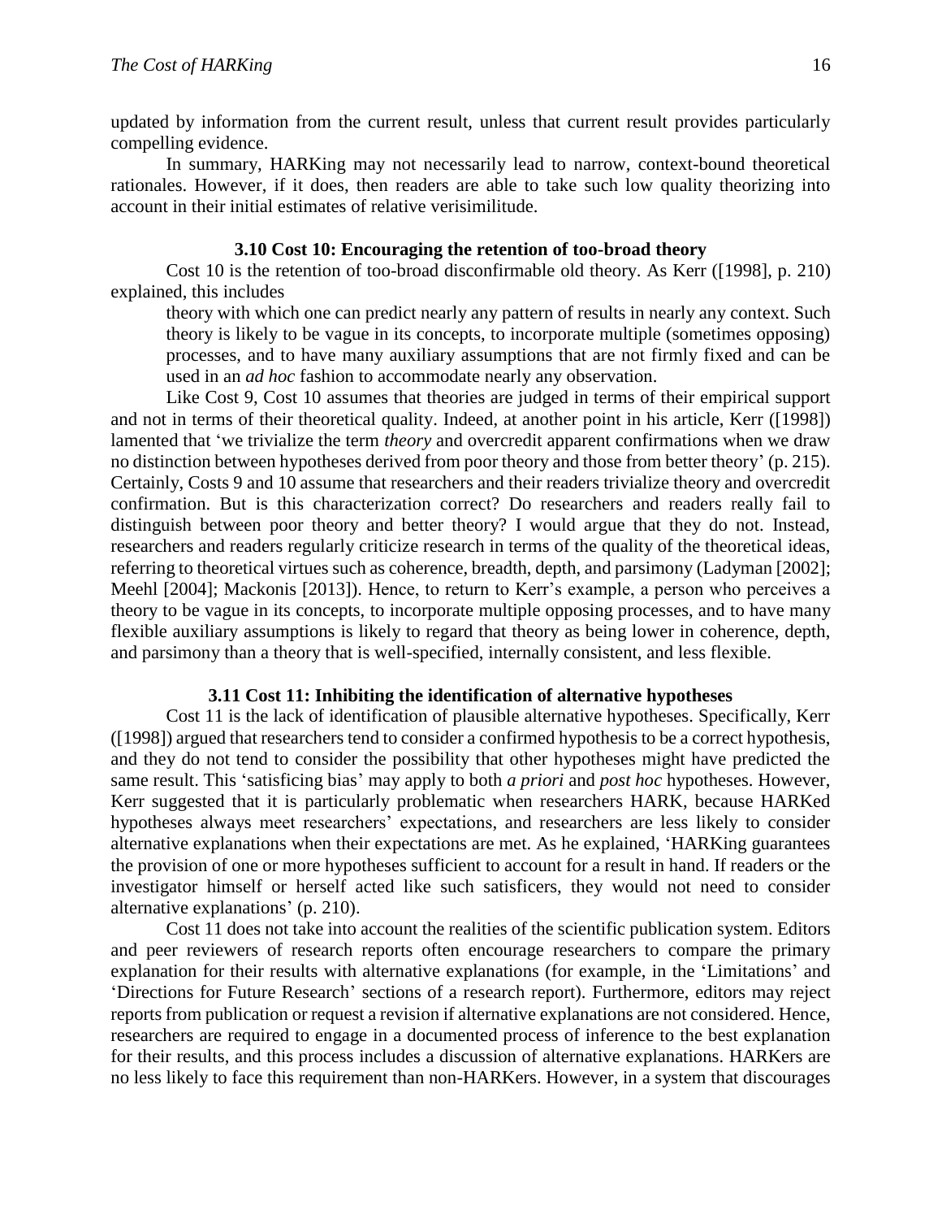updated by information from the current result, unless that current result provides particularly compelling evidence.

In summary, HARKing may not necessarily lead to narrow, context-bound theoretical rationales. However, if it does, then readers are able to take such low quality theorizing into account in their initial estimates of relative verisimilitude.

### 3.10 Cost 10: Encouraging the retention of too-broad theory

Cost 10 is the retention of too-broad disconfirmable old theory. As Kerr ([1998], p. 210) explained, this includes

> theory with which one can predict nearly any pattern of results in nearly any context. Such theory is likely to be vague in its concepts, to incorporate multiple (sometimes opposing) processes, and to have many auxiliary assumptions that are not firmly fixed and can be used in an *ad hoc* fashion to accommodate nearly any observation.

Like Cost 9, Cost 10 assumes that theories are judged in terms of their empirical support and not in terms of their theoretical quality. Indeed, at another point in his article, Kerr ([1998]) lamented that 'we trivialize the term *theory* and overcredit apparent confirmations when we draw no distinction between hypotheses derived from poor theory and those from better theory' (p. 215). Certainly, Costs 9 and 10 assume that researchers and their readers trivialize theory and overcredit confirmation. But is this characterization correct? Do researchers and readers really fail to distinguish between poor theory and better theory? I would argue that they do not. Instead, researchers and readers regularly criticize research in terms of the quality of the theoretical ideas, referring to theoretical virtues such as coherence, breadth, depth, and parsimony (Ladyman [2002]; Meehl [2004]; Mackonis [2013]). Hence, to return to Kerr's example, a person who perceives a theory to be vague in its concepts, to incorporate multiple opposing processes, and to have many flexible auxiliary assumptions is likely to regard that theory as being lower in coherence, depth, and parsimony than a theory that is well-specified, internally consistent, and less flexible.

### 3.11 Cost 11: Inhibiting the identification of alternative hypotheses

Cost 11 is the lack of identification of plausible alternative hypotheses. Specifically, Kerr ([1998]) argued that researchers tend to consider a confirmed hypothesis to be a correct hypothesis, and they do not tend to consider the possibility that other hypotheses might have predicted the same result. This 'satisficing bias' may apply to both *a priori* and *post hoc* hypotheses. However, Kerr suggested that it is particularly problematic when researchers HARK, because HARKed hypotheses always meet researchers' expectations, and researchers are less likely to consider alternative explanations when their expectations are met. As he explained, 'HARKing guarantees the provision of one or more hypotheses sufficient to account for a result in hand. If readers or the investigator himself or herself acted like such satisficers, they would not need to consider alternative explanations' (p. 210).

Cost 11 does not take into account the realities of the scientific publication system. Editors and peer reviewers of research reports often encourage researchers to compare the primary explanation for their results with alternative explanations (for example, in the 'Limitations' and 'Directions for Future Research' sections of a research report). Furthermore, editors may reject reports from publication or request a revision if alternative explanations are not considered. Hence, researchers are required to engage in a documented process of inference to the best explanation for their results, and this process includes a discussion of alternative explanations. HARKers are no less likely to face this requirement than non-HARKers. However, in a system that discourages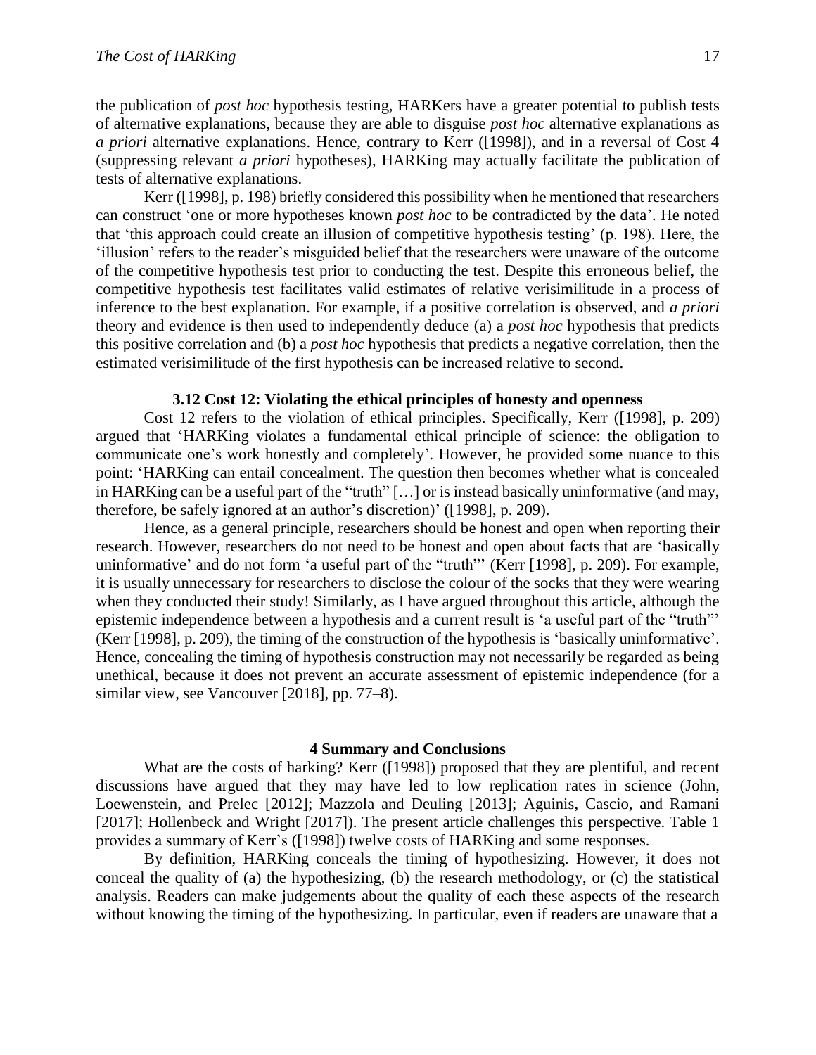the publication of *post hoc* hypothesis testing, HARKers have a greater potential to publish tests of alternative explanations, because they are able to disguise *post hoc* alternative explanations as *a priori* alternative explanations. Hence, contrary to Kerr ([1998]), and in a reversal of Cost 4 (suppressing relevant *a priori* hypotheses), HARKing may actually facilitate the publication of tests of alternative explanations.

Kerr ([1998], p. 198) briefly considered this possibility when he mentioned that researchers can construct 'one or more hypotheses known *post hoc* to be contradicted by the data'. He noted that 'this approach could create an illusion of competitive hypothesis testing' (p. 198). Here, the 'illusion' refers to the reader's misguided belief that the researchers were unaware of the outcome of the competitive hypothesis test prior to conducting the test. Despite this erroneous belief, the competitive hypothesis test facilitates valid estimates of relative verisimilitude in a process of inference to the best explanation. For example, if a positive correlation is observed, and *a priori* theory and evidence is then used to independently deduce (a) a *post hoc* hypothesis that predicts this positive correlation and (b) a *post hoc* hypothesis that predicts a negative correlation, then the estimated verisimilitude of the first hypothesis can be increased relative to second.

### 3.12 Cost 12: Violating the ethical principles of honesty and openness

Cost 12 refers to the violation of ethical principles. Specifically, Kerr ([1998], p. 209) argued that 'HARKing violates a fundamental ethical principle of science: the obligation to communicate one's work honestly and completely'. However, he provided some nuance to this point: 'HARKing can entail concealment. The question then becomes whether what is concealed in HARKing can be a useful part of the "truth" […] or is instead basically uninformative (and may, therefore, be safely ignored at an author's discretion)' ([1998], p. 209).

Hence, as a general principle, researchers should be honest and open when reporting their research. However, researchers do not need to be honest and open about facts that are 'basically uninformative' and do not form 'a useful part of the "truth"' (Kerr [1998], p. 209). For example, it is usually unnecessary for researchers to disclose the colour of the socks that they were wearing when they conducted their study! Similarly, as I have argued throughout this article, although the epistemic independence between a hypothesis and a current result is 'a useful part of the "truth"' (Kerr [1998], p. 209), the timing of the construction of the hypothesis is 'basically uninformative'. Hence, concealing the timing of hypothesis construction may not necessarily be regarded as being unethical, because it does not prevent an accurate assessment of epistemic independence (for a similar view, see Vancouver [2018], pp. 77–8).

## 4 Summary and Conclusions

What are the costs of harking? Kerr ([1998]) proposed that they are plentiful, and recent discussions have argued that they may have led to low replication rates in science (John, Loewenstein, and Prelec [2012]; Mazzola and Deuling [2013]; Aguinis, Cascio, and Ramani [2017]; Hollenbeck and Wright [2017]). The present article challenges this perspective. Table 1 provides a summary of Kerr's ([1998]) twelve costs of HARKing and some responses.

By definition, HARKing conceals the timing of hypothesizing. However, it does not conceal the quality of (a) the hypothesizing, (b) the research methodology, or (c) the statistical analysis. Readers can make judgements about the quality of each these aspects of the research without knowing the timing of the hypothesizing. In particular, even if readers are unaware that a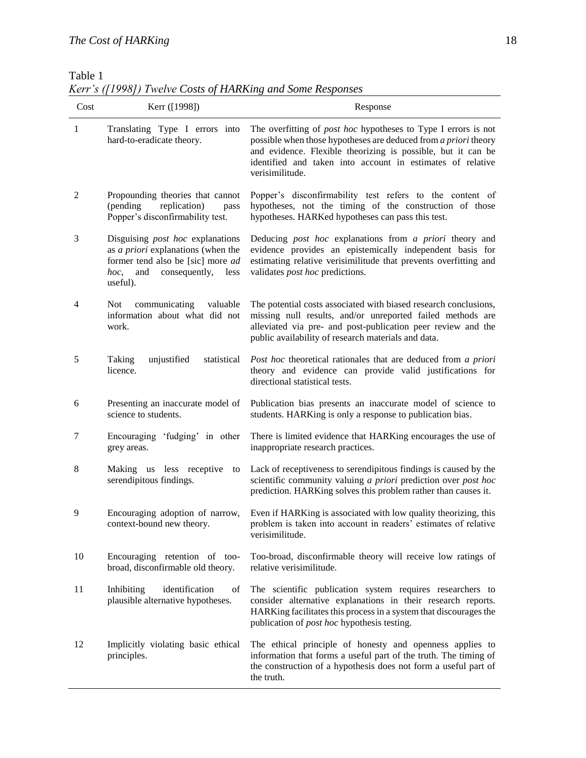Table 1

*Kerr's ([1998]) Twelve Costs of HARKing and Some Responses*

| Cost | Kerr ([1998]) | Response |
|---|---|---|
| 1 | Translating Type I errors into hard-to-eradicate theory. | The overfitting of *post hoc* hypotheses to Type I errors is not possible when those hypotheses are deduced from *a priori* theory and evidence. Flexible theorizing is possible, but it can be identified and taken into account in estimates of relative verisimilitude. |
| 2 | Propounding theories that cannot (pending replication) pass Popper's disconfirmability test. | Popper's disconfirmability test refers to the content of hypotheses, not the timing of the construction of those hypotheses. HARKed hypotheses can pass this test. |
| 3 | Disguising *post hoc* explanations as *a priori* explanations (when the former tend also be [sic] more *ad hoc*, and consequently, less useful). | Deducing *post hoc* explanations from *a priori* theory and evidence provides an epistemically independent basis for estimating relative verisimilitude that prevents overfitting and validates *post hoc* predictions. |
| 4 | Not communicating valuable information about what did not work. | The potential costs associated with biased research conclusions, missing null results, and/or unreported failed methods are alleviated via pre- and post-publication peer review and the public availability of research materials and data. |
| 5 | Taking unjustified statistical licence. | *Post hoc* theoretical rationales that are deduced from *a priori* theory and evidence can provide valid justifications for directional statistical tests. |
| 6 | Presenting an inaccurate model of science to students. | Publication bias presents an inaccurate model of science to students. HARKing is only a response to publication bias. |
| 7 | Encouraging 'fudging' in other grey areas. | There is limited evidence that HARKing encourages the use of inappropriate research practices. |
| 8 | Making us less receptive to serendipitous findings. | Lack of receptiveness to serendipitous findings is caused by the scientific community valuing *a priori* prediction over *post hoc* prediction. HARKing solves this problem rather than causes it. |
| 9 | Encouraging adoption of narrow, context-bound new theory. | Even if HARKing is associated with low quality theorizing, this problem is taken into account in readers' estimates of relative verisimilitude. |
| 10 | Encouraging retention of too-broad, disconfirmable old theory. | Too-broad, disconfirmable theory will receive low ratings of relative verisimilitude. |
| 11 | Inhibiting identification of plausible alternative hypotheses. | The scientific publication system requires researchers to consider alternative explanations in their research reports. HARKing facilitates this process in a system that discourages the publication of *post hoc* hypothesis testing. |
| 12 | Implicitly violating basic ethical principles. | The ethical principle of honesty and openness applies to information that forms a useful part of the truth. The timing of the construction of a hypothesis does not form a useful part of the truth. |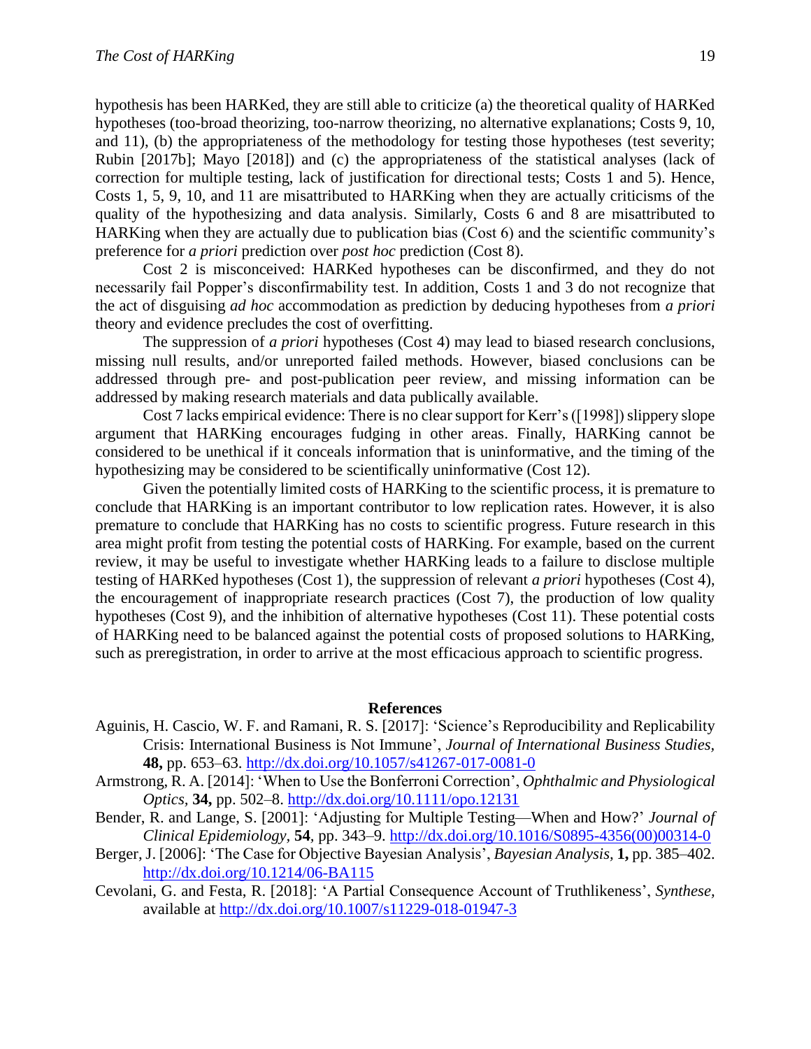hypothesis has been HARKed, they are still able to criticize (a) the theoretical quality of HARKed hypotheses (too-broad theorizing, too-narrow theorizing, no alternative explanations; Costs 9, 10, and 11), (b) the appropriateness of the methodology for testing those hypotheses (test severity; Rubin [2017b]; Mayo [2018]) and (c) the appropriateness of the statistical analyses (lack of correction for multiple testing, lack of justification for directional tests; Costs 1 and 5). Hence, Costs 1, 5, 9, 10, and 11 are misattributed to HARKing when they are actually criticisms of the quality of the hypothesizing and data analysis. Similarly, Costs 6 and 8 are misattributed to HARKing when they are actually due to publication bias (Cost 6) and the scientific community's preference for *a priori* prediction over *post hoc* prediction (Cost 8).

Cost 2 is misconceived: HARKed hypotheses can be disconfirmed, and they do not necessarily fail Popper's disconfirmability test. In addition, Costs 1 and 3 do not recognize that the act of disguising *ad hoc* accommodation as prediction by deducing hypotheses from *a priori* theory and evidence precludes the cost of overfitting.

The suppression of *a priori* hypotheses (Cost 4) may lead to biased research conclusions, missing null results, and/or unreported failed methods. However, biased conclusions can be addressed through pre- and post-publication peer review, and missing information can be addressed by making research materials and data publically available.

Cost 7 lacks empirical evidence: There is no clear support for Kerr's ([1998]) slippery slope argument that HARKing encourages fudging in other areas. Finally, HARKing cannot be considered to be unethical if it conceals information that is uninformative, and the timing of the hypothesizing may be considered to be scientifically uninformative (Cost 12).

Given the potentially limited costs of HARKing to the scientific process, it is premature to conclude that HARKing is an important contributor to low replication rates. However, it is also premature to conclude that HARKing has no costs to scientific progress. Future research in this area might profit from testing the potential costs of HARKing. For example, based on the current review, it may be useful to investigate whether HARKing leads to a failure to disclose multiple testing of HARKed hypotheses (Cost 1), the suppression of relevant *a priori* hypotheses (Cost 4), the encouragement of inappropriate research practices (Cost 7), the production of low quality hypotheses (Cost 9), and the inhibition of alternative hypotheses (Cost 11). These potential costs of HARKing need to be balanced against the potential costs of proposed solutions to HARKing, such as preregistration, in order to arrive at the most efficacious approach to scientific progress.

## References

Aguinis, H. Cascio, W. F. and Ramani, R. S. [2017]: 'Science's Reproducibility and Replicability Crisis: International Business is Not Immune', *Journal of International Business Studies*, **48,** pp. 653–63. http://dx.doi.org/10.1057/s41267-017-0081-0

Armstrong, R. A. [2014]: 'When to Use the Bonferroni Correction', *Ophthalmic and Physiological Optics*, **34,** pp. 502–8. http://dx.doi.org/10.1111/opo.12131

Bender, R. and Lange, S. [2001]: 'Adjusting for Multiple Testing—When and How?' *Journal of Clinical Epidemiology*, **54**, pp. 343–9. http://dx.doi.org/10.1016/S0895-4356(00)00314-0

Berger, J. [2006]: 'The Case for Objective Bayesian Analysis', *Bayesian Analysis*, **1,** pp. 385–402. http://dx.doi.org/10.1214/06-BA115

Cevolani, G. and Festa, R. [2018]: 'A Partial Consequence Account of Truthlikeness', *Synthese*, available at http://dx.doi.org/10.1007/s11229-018-01947-3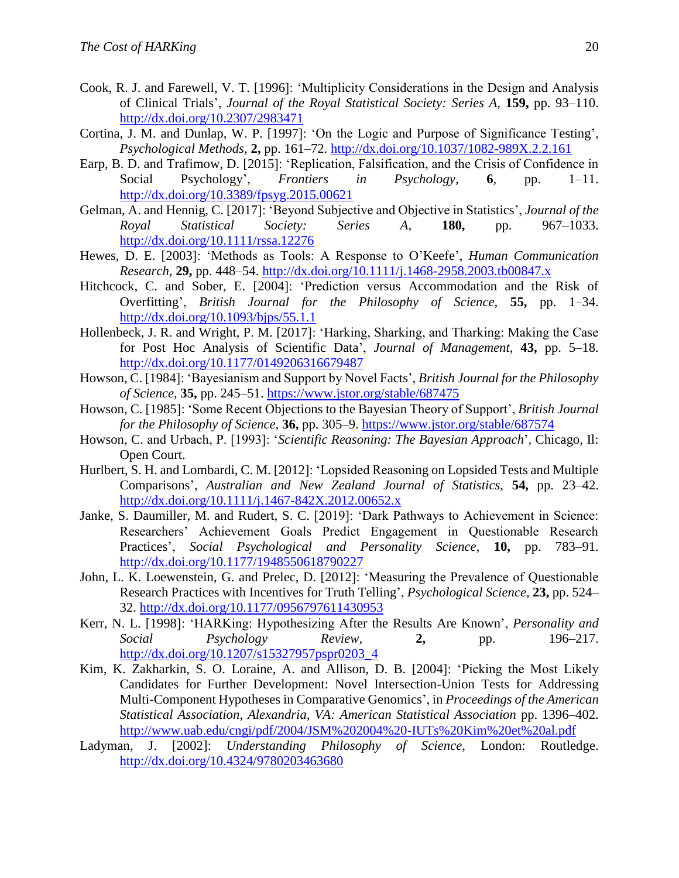Cook, R. J. and Farewell, V. T. [1996]: 'Multiplicity Considerations in the Design and Analysis of Clinical Trials', *Journal of the Royal Statistical Society: Series A,* **159,** pp. 93–110. http://dx.doi.org/10.2307/2983471

Cortina, J. M. and Dunlap, W. P. [1997]: 'On the Logic and Purpose of Significance Testing', *Psychological Methods,* **2,** pp. 161–72. http://dx.doi.org/10.1037/1082-989X.2.2.161

Earp, B. D. and Trafimow, D. [2015]: 'Replication, Falsification, and the Crisis of Confidence in Social Psychology', *Frontiers in Psychology,* **6**, pp. 1–11. http://dx.doi.org/10.3389/fpsyg.2015.00621

Gelman, A. and Hennig, C. [2017]: 'Beyond Subjective and Objective in Statistics', *Journal of the Royal Statistical Society: Series A,* **180,** pp. 967–1033. http://dx.doi.org/10.1111/rssa.12276

Hewes, D. E. [2003]: 'Methods as Tools: A Response to O'Keefe', *Human Communication Research*, **29,** pp. 448–54. http://dx.doi.org/10.1111/j.1468-2958.2003.tb00847.x

Hitchcock, C. and Sober, E. [2004]: 'Prediction versus Accommodation and the Risk of Overfitting', *British Journal for the Philosophy of Science,* **55,** pp. 1–34. http://dx.doi.org/10.1093/bjps/55.1.1

Hollenbeck, J. R. and Wright, P. M. [2017]: 'Harking, Sharking, and Tharking: Making the Case for Post Hoc Analysis of Scientific Data', *Journal of Management,* **43,** pp. 5–18. http://dx.doi.org/10.1177/0149206316679487

Howson, C. [1984]: 'Bayesianism and Support by Novel Facts', *British Journal for the Philosophy of Science,* **35,** pp. 245–51. https://www.jstor.org/stable/687475

Howson, C. [1985]: 'Some Recent Objections to the Bayesian Theory of Support', *British Journal for the Philosophy of Science,* **36,** pp. 305–9. https://www.jstor.org/stable/687574

Howson, C. and Urbach, P. [1993]: '*Scientific Reasoning: The Bayesian Approach*', Chicago, Il: Open Court.

Hurlbert, S. H. and Lombardi, C. M. [2012]: 'Lopsided Reasoning on Lopsided Tests and Multiple Comparisons', *Australian and New Zealand Journal of Statistics,* **54,** pp. 23–42. http://dx.doi.org/10.1111/j.1467-842X.2012.00652.x

Janke, S. Daumiller, M. and Rudert, S. C. [2019]: 'Dark Pathways to Achievement in Science: Researchers' Achievement Goals Predict Engagement in Questionable Research Practices', *Social Psychological and Personality Science,* **10,** pp. 783–91. http://dx.doi.org/10.1177/1948550618790227

John, L. K. Loewenstein, G. and Prelec, D. [2012]: 'Measuring the Prevalence of Questionable Research Practices with Incentives for Truth Telling', *Psychological Science,* **23,** pp. 524–32. http://dx.doi.org/10.1177/0956797611430953

Kerr, N. L. [1998]: 'HARKing: Hypothesizing After the Results Are Known', *Personality and Social Psychology Review,* **2,** pp. 196–217. http://dx.doi.org/10.1207/s15327957pspr0203_4

Kim, K. Zakharkin, S. O. Loraine, A. and Allison, D. B. [2004]: 'Picking the Most Likely Candidates for Further Development: Novel Intersection-Union Tests for Addressing Multi-Component Hypotheses in Comparative Genomics', in *Proceedings of the American Statistical Association*, *Alexandria, VA: American Statistical Association* pp. 1396–402. http://www.uab.edu/cngi/pdf/2004/JSM%202004%20-IUTs%20Kim%20et%20al.pdf

Ladyman, J. [2002]: *Understanding Philosophy of Science,* London: Routledge. http://dx.doi.org/10.4324/9780203463680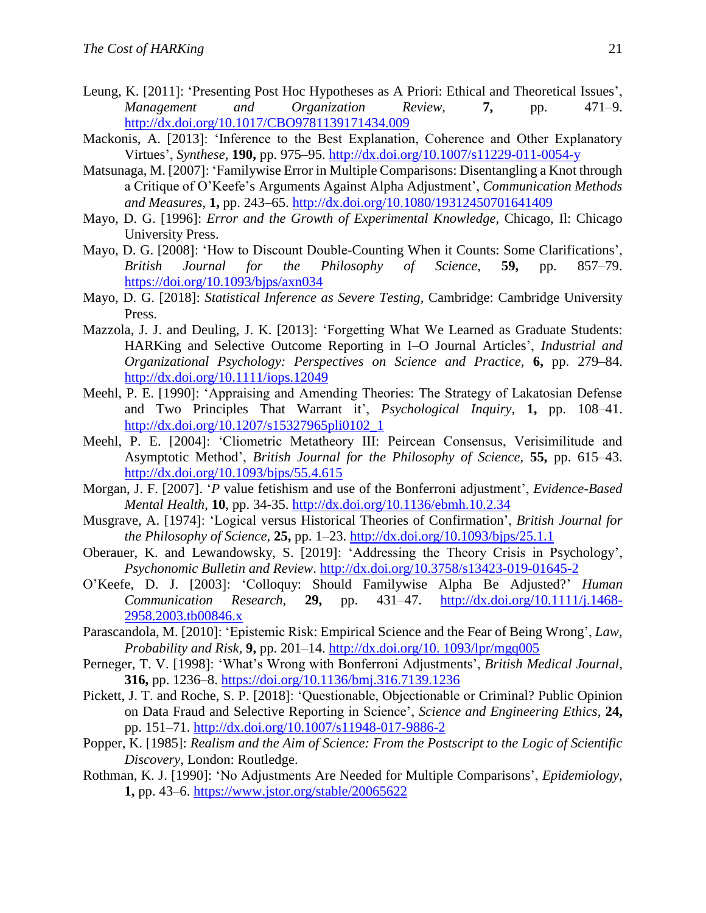Leung, K. [2011]: 'Presenting Post Hoc Hypotheses as A Priori: Ethical and Theoretical Issues', *Management and Organization Review,* **7,** pp. 471–9. http://dx.doi.org/10.1017/CBO9781139171434.009

Mackonis, A. [2013]: 'Inference to the Best Explanation, Coherence and Other Explanatory Virtues', *Synthese,* **190,** pp. 975–95. http://dx.doi.org/10.1007/s11229-011-0054-y

Matsunaga, M. [2007]: 'Familywise Error in Multiple Comparisons: Disentangling a Knot through a Critique of O'Keefe's Arguments Against Alpha Adjustment', *Communication Methods and Measures,* **1,** pp. 243–65. http://dx.doi.org/10.1080/19312450701641409

Mayo, D. G. [1996]: *Error and the Growth of Experimental Knowledge,* Chicago, Il: Chicago University Press.

Mayo, D. G. [2008]: 'How to Discount Double-Counting When it Counts: Some Clarifications', *British Journal for the Philosophy of Science,* **59,** pp. 857–79. https://doi.org/10.1093/bjps/axn034

Mayo, D. G. [2018]: *Statistical Inference as Severe Testing,* Cambridge: Cambridge University Press.

Mazzola, J. J. and Deuling, J. K. [2013]: 'Forgetting What We Learned as Graduate Students: HARKing and Selective Outcome Reporting in I–O Journal Articles', *Industrial and Organizational Psychology: Perspectives on Science and Practice,* **6,** pp. 279–84. http://dx.doi.org/10.1111/iops.12049

Meehl, P. E. [1990]: 'Appraising and Amending Theories: The Strategy of Lakatosian Defense and Two Principles That Warrant it', *Psychological Inquiry,* **1,** pp. 108–41. http://dx.doi.org/10.1207/s15327965pli0102_1

Meehl, P. E. [2004]: 'Cliometric Metatheory III: Peircean Consensus, Verisimilitude and Asymptotic Method', *British Journal for the Philosophy of Science,* **55,** pp. 615–43. http://dx.doi.org/10.1093/bjps/55.4.615

Morgan, J. F. [2007]. '*P* value fetishism and use of the Bonferroni adjustment', *Evidence-Based Mental Health*, **10**, pp. 34-35. http://dx.doi.org/10.1136/ebmh.10.2.34

Musgrave, A. [1974]: 'Logical versus Historical Theories of Confirmation', *British Journal for the Philosophy of Science,* **25,** pp. 1–23. http://dx.doi.org/10.1093/bjps/25.1.1

Oberauer, K. and Lewandowsky, S. [2019]: 'Addressing the Theory Crisis in Psychology', *Psychonomic Bulletin and Review*. http://dx.doi.org/10.3758/s13423-019-01645-2

O'Keefe, D. J. [2003]: 'Colloquy: Should Familywise Alpha Be Adjusted?' *Human Communication Research,* **29,** pp. 431–47. http://dx.doi.org/10.1111/j.1468-2958.2003.tb00846.x

Parascandola, M. [2010]: 'Epistemic Risk: Empirical Science and the Fear of Being Wrong', *Law, Probability and Risk,* **9,** pp. 201–14. http://dx.doi.org/10. 1093/lpr/mgq005

Perneger, T. V. [1998]: 'What's Wrong with Bonferroni Adjustments', *British Medical Journal,* **316,** pp. 1236–8. https://doi.org/10.1136/bmj.316.7139.1236

Pickett, J. T. and Roche, S. P. [2018]: 'Questionable, Objectionable or Criminal? Public Opinion on Data Fraud and Selective Reporting in Science', *Science and Engineering Ethics,* **24,** pp. 151–71. http://dx.doi.org/10.1007/s11948-017-9886-2

Popper, K. [1985]: *Realism and the Aim of Science: From the Postscript to the Logic of Scientific Discovery,* London: Routledge.

Rothman, K. J. [1990]: 'No Adjustments Are Needed for Multiple Comparisons', *Epidemiology,* **1,** pp. 43–6. https://www.jstor.org/stable/20065622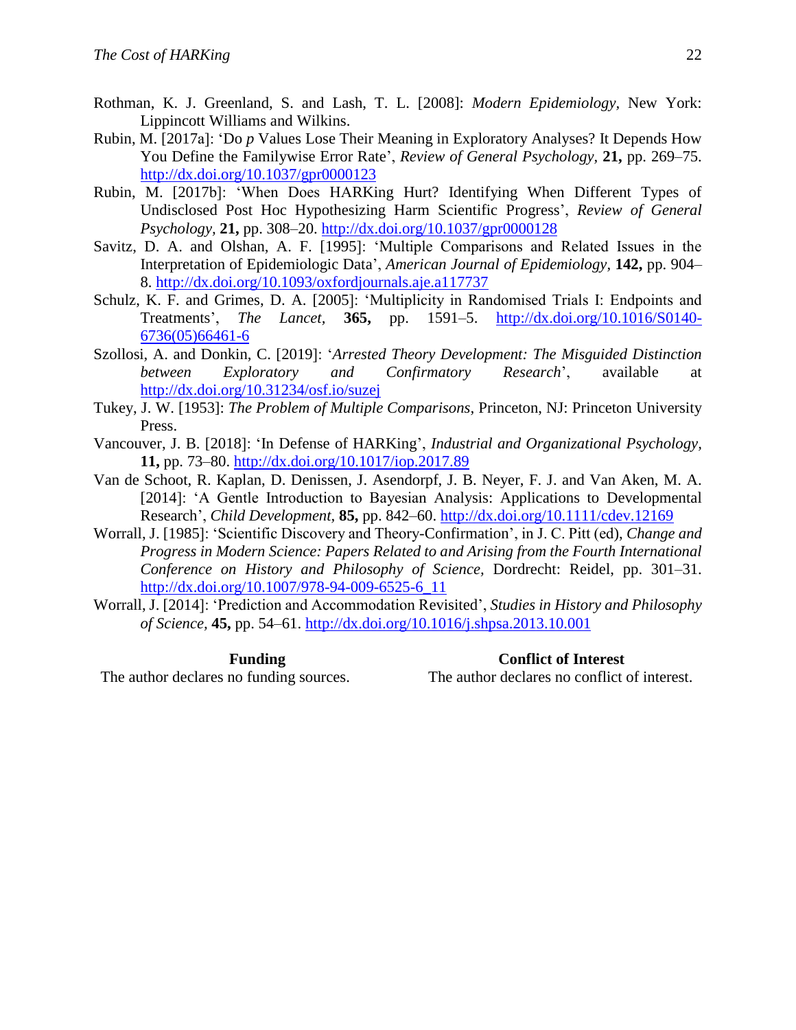Rothman, K. J. Greenland, S. and Lash, T. L. [2008]: *Modern Epidemiology,* New York: Lippincott Williams and Wilkins.

Rubin, M. [2017a]: 'Do *p* Values Lose Their Meaning in Exploratory Analyses? It Depends How You Define the Familywise Error Rate', *Review of General Psychology,* **21,** pp. 269–75. http://dx.doi.org/10.1037/gpr0000123

Rubin, M. [2017b]: 'When Does HARKing Hurt? Identifying When Different Types of Undisclosed Post Hoc Hypothesizing Harm Scientific Progress', *Review of General Psychology,* **21,** pp. 308–20. http://dx.doi.org/10.1037/gpr0000128

Savitz, D. A. and Olshan, A. F. [1995]: 'Multiple Comparisons and Related Issues in the Interpretation of Epidemiologic Data', *American Journal of Epidemiology,* **142,** pp. 904–8. http://dx.doi.org/10.1093/oxfordjournals.aje.a117737

Schulz, K. F. and Grimes, D. A. [2005]: 'Multiplicity in Randomised Trials I: Endpoints and Treatments', *The Lancet,* **365,** pp. 1591–5. http://dx.doi.org/10.1016/S0140-6736(05)66461-6

Szollosi, A. and Donkin, C. [2019]: '*Arrested Theory Development: The Misguided Distinction between Exploratory and Confirmatory Research*', available at http://dx.doi.org/10.31234/osf.io/suzej

Tukey, J. W. [1953]: *The Problem of Multiple Comparisons,* Princeton, NJ: Princeton University Press.

Vancouver, J. B. [2018]: 'In Defense of HARKing', *Industrial and Organizational Psychology,* **11,** pp. 73–80. http://dx.doi.org/10.1017/iop.2017.89

Van de Schoot, R. Kaplan, D. Denissen, J. Asendorpf, J. B. Neyer, F. J. and Van Aken, M. A. [2014]: 'A Gentle Introduction to Bayesian Analysis: Applications to Developmental Research', *Child Development,* **85,** pp. 842–60. http://dx.doi.org/10.1111/cdev.12169

Worrall, J. [1985]: 'Scientific Discovery and Theory-Confirmation', in J. C. Pitt (ed), *Change and Progress in Modern Science: Papers Related to and Arising from the Fourth International Conference on History and Philosophy of Science,* Dordrecht: Reidel, pp. 301–31. http://dx.doi.org/10.1007/978-94-009-6525-6_11

Worrall, J. [2014]: 'Prediction and Accommodation Revisited', *Studies in History and Philosophy of Science,* **45,** pp. 54–61. http://dx.doi.org/10.1016/j.shpsa.2013.10.001

**Funding**

The author declares no funding sources.

**Conflict of Interest**

The author declares no conflict of interest.